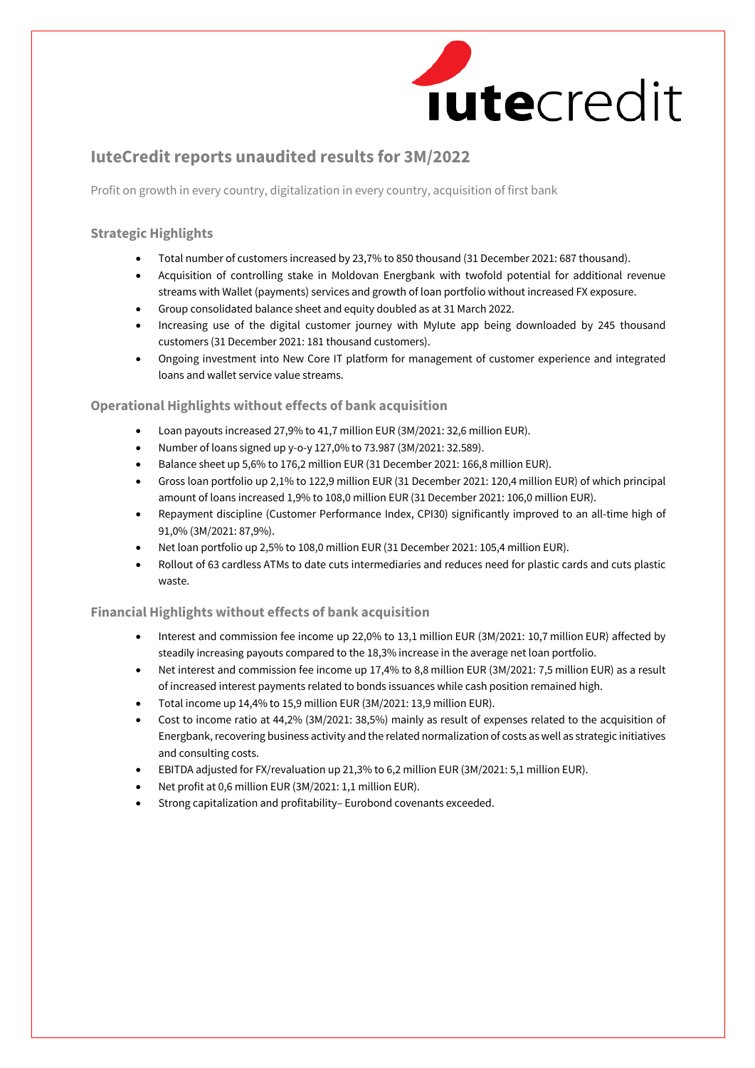# IuteCredit reports unaudited results for 3M/2022

Profit on growth in every country, digitalization in every country, acquisition of first bank

## Strategic Highlights

- Total number of customers increased by 23,7% to 850 thousand (31 December 2021: 687 thousand).
- Acquisition of controlling stake in Moldovan Energbank with twofold potential for additional revenue streams with Wallet (payments) services and growth of loan portfolio without increased FX exposure.
- Group consolidated balance sheet and equity doubled as at 31 March 2022.
- Increasing use of the digital customer journey with MyIute app being downloaded by 245 thousand customers (31 December 2021: 181 thousand customers).
- Ongoing investment into New Core IT platform for management of customer experience and integrated loans and wallet service value streams.

## Operational Highlights without effects of bank acquisition

- Loan payouts increased 27,9% to 41,7 million EUR (3M/2021: 32,6 million EUR).
- Number of loans signed up y-o-y 127,0% to 73.987 (3M/2021: 32.589).
- Balance sheet up 5,6% to 176,2 million EUR (31 December 2021: 166,8 million EUR).
- Gross loan portfolio up 2,1% to 122,9 million EUR (31 December 2021: 120,4 million EUR) of which principal amount of loans increased 1,9% to 108,0 million EUR (31 December 2021: 106,0 million EUR).
- Repayment discipline (Customer Performance Index, CPI30) significantly improved to an all-time high of 91,0% (3M/2021: 87,9%).
- Net loan portfolio up 2,5% to 108,0 million EUR (31 December 2021: 105,4 million EUR).
- Rollout of 63 cardless ATMs to date cuts intermediaries and reduces need for plastic cards and cuts plastic waste.

## Financial Highlights without effects of bank acquisition

- Interest and commission fee income up 22,0% to 13,1 million EUR (3M/2021: 10,7 million EUR) affected by steadily increasing payouts compared to the 18,3% increase in the average net loan portfolio.
- Net interest and commission fee income up 17,4% to 8,8 million EUR (3M/2021: 7,5 million EUR) as a result of increased interest payments related to bonds issuances while cash position remained high.
- Total income up 14,4% to 15,9 million EUR (3M/2021: 13,9 million EUR).
- Cost to income ratio at 44,2% (3M/2021: 38,5%) mainly as result of expenses related to the acquisition of Energbank, recovering business activity and the related normalization of costs as well as strategic initiatives and consulting costs.
- EBITDA adjusted for FX/revaluation up 21,3% to 6,2 million EUR (3M/2021: 5,1 million EUR).
- Net profit at 0,6 million EUR (3M/2021: 1,1 million EUR).
- Strong capitalization and profitability– Eurobond covenants exceeded.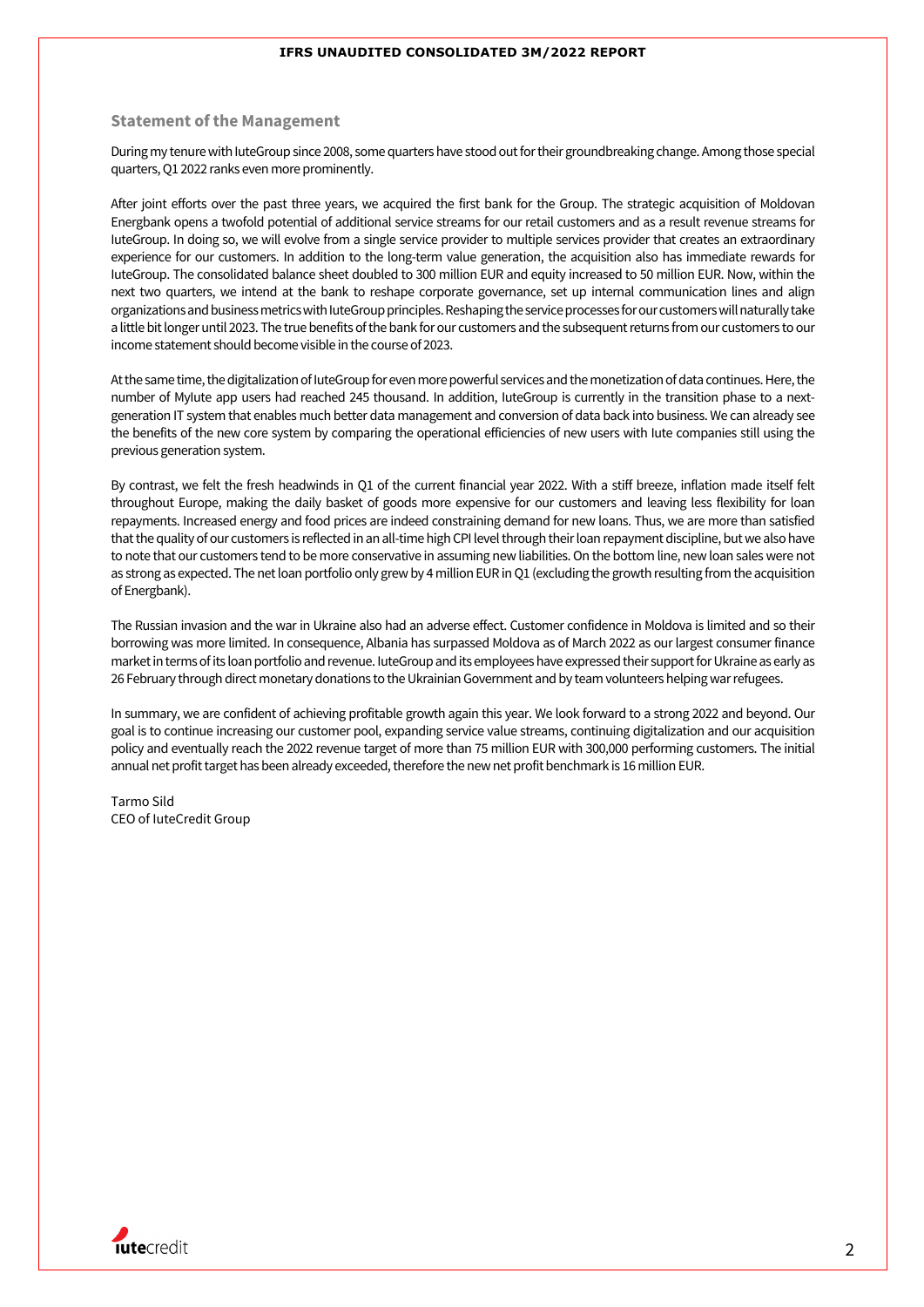## Statement of the Management

During my tenure with IuteGroup since 2008, some quarters have stood out for their groundbreaking change. Among those special quarters, Q1 2022 ranks even more prominently.

After joint efforts over the past three years, we acquired the first bank for the Group. The strategic acquisition of Moldovan Energbank opens a twofold potential of additional service streams for our retail customers and as a result revenue streams for IuteGroup. In doing so, we will evolve from a single service provider to multiple services provider that creates an extraordinary experience for our customers. In addition to the long-term value generation, the acquisition also has immediate rewards for IuteGroup. The consolidated balance sheet doubled to 300 million EUR and equity increased to 50 million EUR. Now, within the next two quarters, we intend at the bank to reshape corporate governance, set up internal communication lines and align organizations and business metrics with IuteGroup principles. Reshaping the service processes for our customers will naturally take a little bit longer until 2023. The true benefits of the bank for our customers and the subsequent returns from our customers to our income statement should become visible in the course of 2023.

At the same time, the digitalization of IuteGroup for even more powerful services and the monetization of data continues. Here, the number of MyIute app users had reached 245 thousand. In addition, IuteGroup is currently in the transition phase to a next-generation IT system that enables much better data management and conversion of data back into business. We can already see the benefits of the new core system by comparing the operational efficiencies of new users with Iute companies still using the previous generation system.

By contrast, we felt the fresh headwinds in Q1 of the current financial year 2022. With a stiff breeze, inflation made itself felt throughout Europe, making the daily basket of goods more expensive for our customers and leaving less flexibility for loan repayments. Increased energy and food prices are indeed constraining demand for new loans. Thus, we are more than satisfied that the quality of our customers is reflected in an all-time high CPI level through their loan repayment discipline, but we also have to note that our customers tend to be more conservative in assuming new liabilities. On the bottom line, new loan sales were not as strong as expected. The net loan portfolio only grew by 4 million EUR in Q1 (excluding the growth resulting from the acquisition of Energbank).

The Russian invasion and the war in Ukraine also had an adverse effect. Customer confidence in Moldova is limited and so their borrowing was more limited. In consequence, Albania has surpassed Moldova as of March 2022 as our largest consumer finance market in terms of its loan portfolio and revenue. IuteGroup and its employees have expressed their support for Ukraine as early as 26 February through direct monetary donations to the Ukrainian Government and by team volunteers helping war refugees.

In summary, we are confident of achieving profitable growth again this year. We look forward to a strong 2022 and beyond. Our goal is to continue increasing our customer pool, expanding service value streams, continuing digitalization and our acquisition policy and eventually reach the 2022 revenue target of more than 75 million EUR with 300,000 performing customers. The initial annual net profit target has been already exceeded, therefore the new net profit benchmark is 16 million EUR.

Tarmo Sild
CEO of IuteCredit Group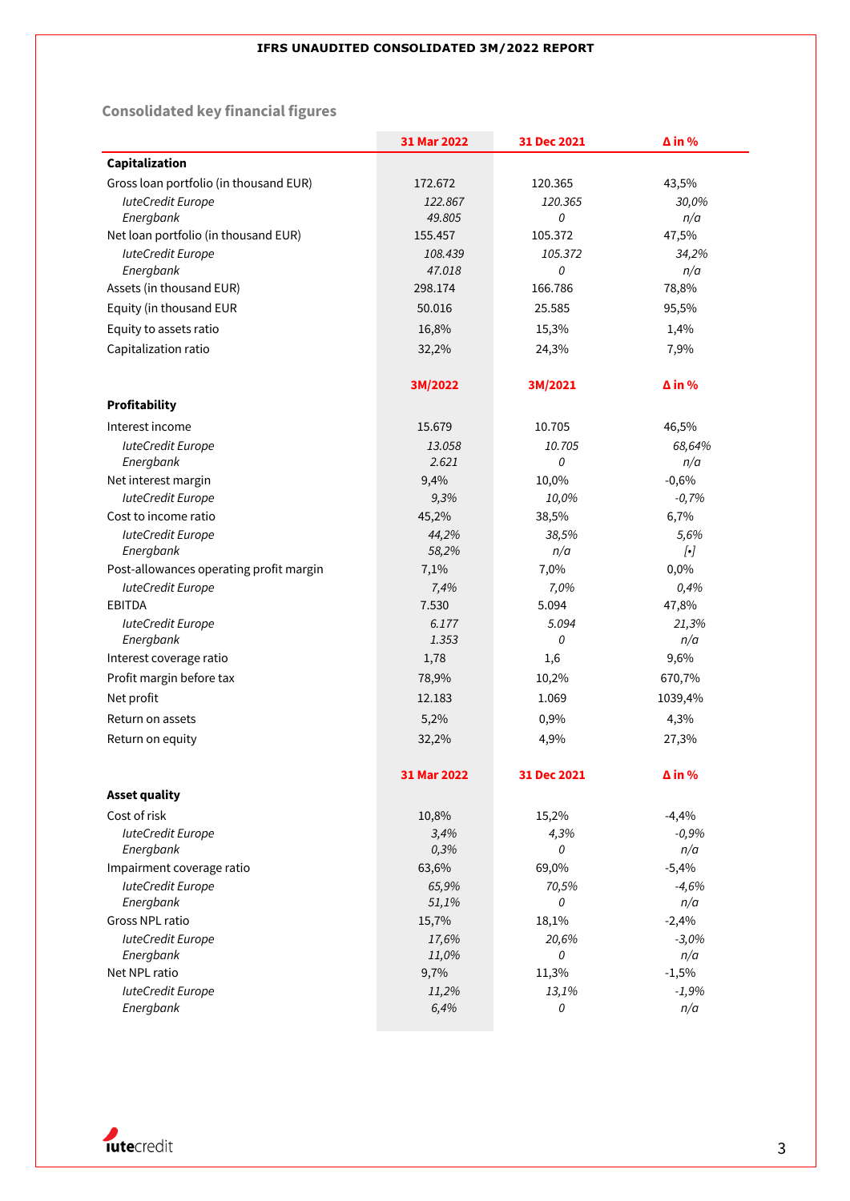## Consolidated key financial figures

| | 31 Mar 2022 | 31 Dec 2021 | Δ in % |
|---|---|---|---|
| **Capitalization** | | | |
| Gross loan portfolio (in thousand EUR) | 172.672 | 120.365 | 43,5% |
| *IuteCredit Europe* | *122.867* | *120.365* | *30,0%* |
| *Energbank* | *49.805* | *0* | *n/a* |
| Net loan portfolio (in thousand EUR) | 155.457 | 105.372 | 47,5% |
| *IuteCredit Europe* | *108.439* | *105.372* | *34,2%* |
| *Energbank* | *47.018* | *0* | *n/a* |
| Assets (in thousand EUR) | 298.174 | 166.786 | 78,8% |
| Equity (in thousand EUR | 50.016 | 25.585 | 95,5% |
| Equity to assets ratio | 16,8% | 15,3% | 1,4% |
| Capitalization ratio | 32,2% | 24,3% | 7,9% |
| | **3M/2022** | **3M/2021** | **Δ in %** |
| **Profitability** | | | |
| Interest income | 15.679 | 10.705 | 46,5% |
| *IuteCredit Europe* | *13.058* | *10.705* | *68,64%* |
| *Energbank* | *2.621* | *0* | *n/a* |
| Net interest margin | 9,4% | 10,0% | -0,6% |
| *IuteCredit Europe* | *9,3%* | *10,0%* | *-0,7%* |
| Cost to income ratio | 45,2% | 38,5% | 6,7% |
| *IuteCredit Europe* | *44,2%* | *38,5%* | *5,6%* |
| *Energbank* | *58,2%* | *n/a* | *[•]* |
| Post-allowances operating profit margin | 7,1% | 7,0% | 0,0% |
| *IuteCredit Europe* | *7,4%* | *7,0%* | *0,4%* |
| EBITDA | 7.530 | 5.094 | 47,8% |
| *IuteCredit Europe* | *6.177* | *5.094* | *21,3%* |
| *Energbank* | *1.353* | *0* | *n/a* |
| Interest coverage ratio | 1,78 | 1,6 | 9,6% |
| Profit margin before tax | 78,9% | 10,2% | 670,7% |
| Net profit | 12.183 | 1.069 | 1039,4% |
| Return on assets | 5,2% | 0,9% | 4,3% |
| Return on equity | 32,2% | 4,9% | 27,3% |
| | **31 Mar 2022** | **31 Dec 2021** | **Δ in %** |
| **Asset quality** | | | |
| Cost of risk | 10,8% | 15,2% | -4,4% |
| *IuteCredit Europe* | *3,4%* | *4,3%* | *-0,9%* |
| *Energbank* | *0,3%* | *0* | *n/a* |
| Impairment coverage ratio | 63,6% | 69,0% | -5,4% |
| *IuteCredit Europe* | *65,9%* | *70,5%* | *-4,6%* |
| *Energbank* | *51,1%* | *0* | *n/a* |
| Gross NPL ratio | 15,7% | 18,1% | -2,4% |
| *IuteCredit Europe* | *17,6%* | *20,6%* | *-3,0%* |
| *Energbank* | *11,0%* | *0* | *n/a* |
| Net NPL ratio | 9,7% | 11,3% | -1,5% |
| *IuteCredit Europe* | *11,2%* | *13,1%* | *-1,9%* |
| *Energbank* | *6,4%* | *0* | *n/a* |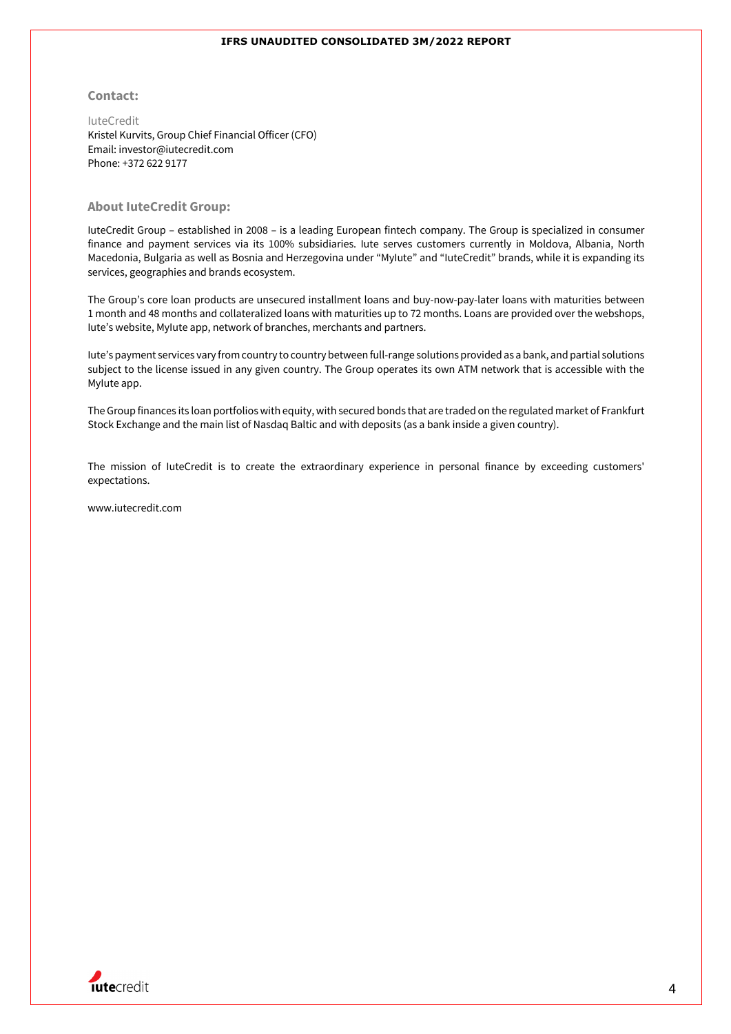## Contact:

IuteCredit
Kristel Kurvits, Group Chief Financial Officer (CFO)
Email: investor@iutecredit.com
Phone: +372 622 9177

## About IuteCredit Group:

IuteCredit Group – established in 2008 – is a leading European fintech company. The Group is specialized in consumer finance and payment services via its 100% subsidiaries. Iute serves customers currently in Moldova, Albania, North Macedonia, Bulgaria as well as Bosnia and Herzegovina under "MyIute" and "IuteCredit" brands, while it is expanding its services, geographies and brands ecosystem.

The Group's core loan products are unsecured installment loans and buy-now-pay-later loans with maturities between 1 month and 48 months and collateralized loans with maturities up to 72 months. Loans are provided over the webshops, Iute's website, MyIute app, network of branches, merchants and partners.

Iute's payment services vary from country to country between full-range solutions provided as a bank, and partial solutions subject to the license issued in any given country. The Group operates its own ATM network that is accessible with the MyIute app.

The Group finances its loan portfolios with equity, with secured bonds that are traded on the regulated market of Frankfurt Stock Exchange and the main list of Nasdaq Baltic and with deposits (as a bank inside a given country).

The mission of IuteCredit is to create the extraordinary experience in personal finance by exceeding customers' expectations.

www.iutecredit.com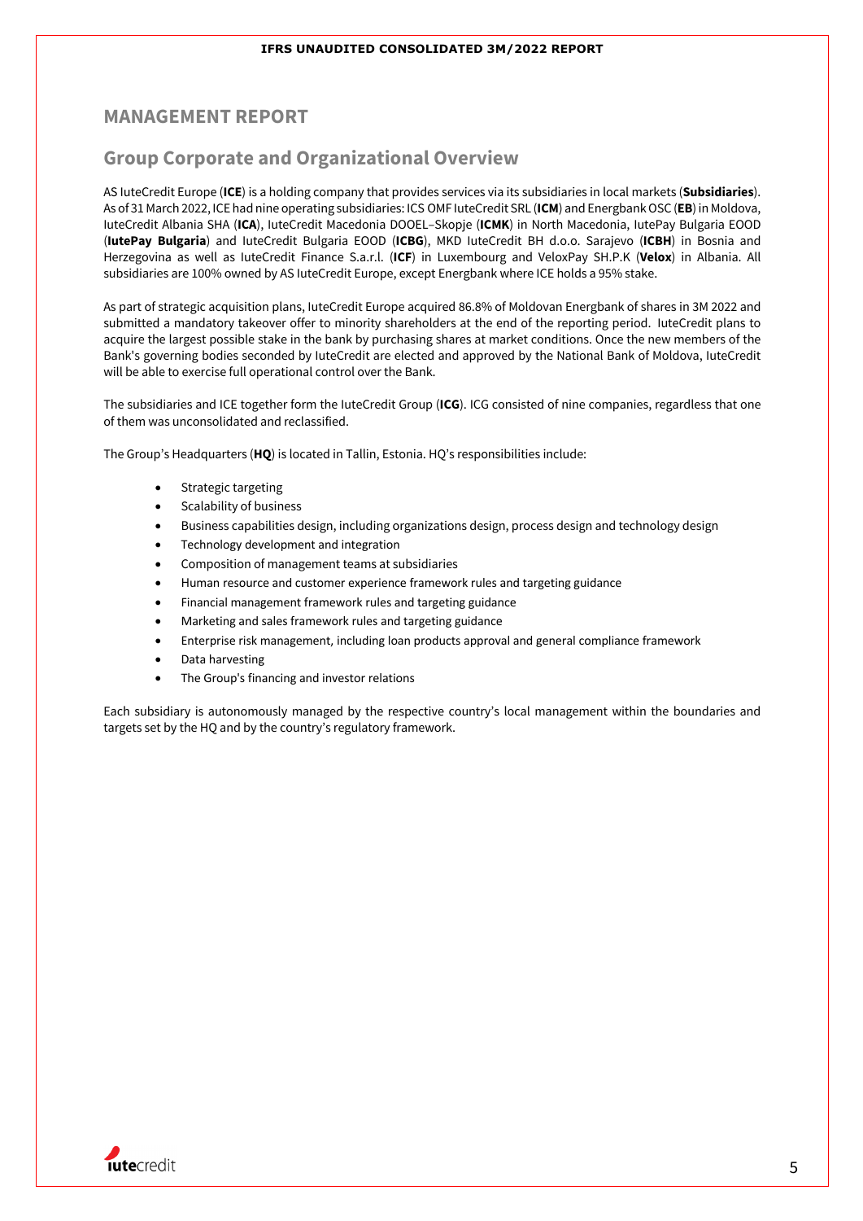# MANAGEMENT REPORT

## Group Corporate and Organizational Overview

AS IuteCredit Europe (**ICE**) is a holding company that provides services via its subsidiaries in local markets (**Subsidiaries**). As of 31 March 2022, ICE had nine operating subsidiaries: ICS OMF IuteCredit SRL (**ICM**) and Energbank OSC (**EB**) in Moldova, IuteCredit Albania SHA (**ICA**), IuteCredit Macedonia DOOEL–Skopje (**ICMK**) in North Macedonia, IutePay Bulgaria EOOD (**IutePay Bulgaria**) and IuteCredit Bulgaria EOOD (**ICBG**), MKD IuteCredit BH d.o.o. Sarajevo (**ICBH**) in Bosnia and Herzegovina as well as IuteCredit Finance S.a.r.l. (**ICF**) in Luxembourg and VeloxPay SH.P.K (**Velox**) in Albania. All subsidiaries are 100% owned by AS IuteCredit Europe, except Energbank where ICE holds a 95% stake.

As part of strategic acquisition plans, IuteCredit Europe acquired 86.8% of Moldovan Energbank of shares in 3M 2022 and submitted a mandatory takeover offer to minority shareholders at the end of the reporting period. IuteCredit plans to acquire the largest possible stake in the bank by purchasing shares at market conditions. Once the new members of the Bank's governing bodies seconded by IuteCredit are elected and approved by the National Bank of Moldova, IuteCredit will be able to exercise full operational control over the Bank.

The subsidiaries and ICE together form the IuteCredit Group (**ICG**). ICG consisted of nine companies, regardless that one of them was unconsolidated and reclassified.

The Group's Headquarters (**HQ**) is located in Tallin, Estonia. HQ's responsibilities include:

- Strategic targeting
- Scalability of business
- Business capabilities design, including organizations design, process design and technology design
- Technology development and integration
- Composition of management teams at subsidiaries
- Human resource and customer experience framework rules and targeting guidance
- Financial management framework rules and targeting guidance
- Marketing and sales framework rules and targeting guidance
- Enterprise risk management, including loan products approval and general compliance framework
- Data harvesting
- The Group's financing and investor relations

Each subsidiary is autonomously managed by the respective country's local management within the boundaries and targets set by the HQ and by the country's regulatory framework.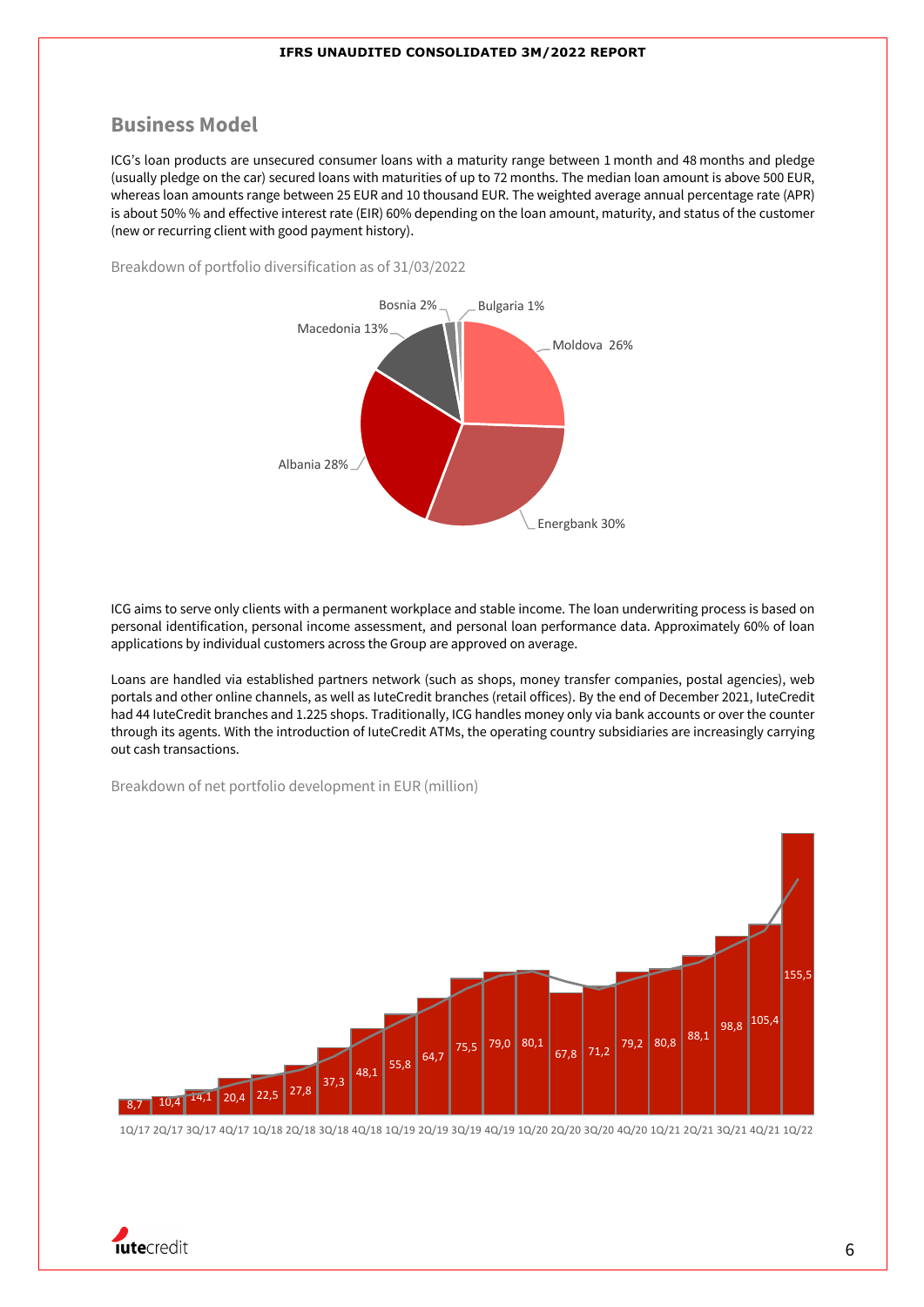## Business Model

ICG's loan products are unsecured consumer loans with a maturity range between 1 month and 48 months and pledge (usually pledge on the car) secured loans with maturities of up to 72 months. The median loan amount is above 500 EUR, whereas loan amounts range between 25 EUR and 10 thousand EUR. The weighted average annual percentage rate (APR) is about 50% % and effective interest rate (EIR) 60% depending on the loan amount, maturity, and status of the customer (new or recurring client with good payment history).

Breakdown of portfolio diversification as of 31/03/2022

| Segment | Share |
| --- | --- |
| Moldova | 26% |
| Energbank | 30% |
| Albania | 28% |
| Macedonia | 13% |
| Bosnia | 2% |
| Bulgaria | 1% |

ICG aims to serve only clients with a permanent workplace and stable income. The loan underwriting process is based on personal identification, personal income assessment, and personal loan performance data. Approximately 60% of loan applications by individual customers across the Group are approved on average.

Loans are handled via established partners network (such as shops, money transfer companies, postal agencies), web portals and other online channels, as well as IuteCredit branches (retail offices). By the end of December 2021, IuteCredit had 44 IuteCredit branches and 1.225 shops. Traditionally, ICG handles money only via bank accounts or over the counter through its agents. With the introduction of IuteCredit ATMs, the operating country subsidiaries are increasingly carrying out cash transactions.

Breakdown of net portfolio development in EUR (million)

| Quarter | Net portfolio (EUR million) |
| --- | --- |
| 1Q/17 | 8,7 |
| 2Q/17 | 10,4 |
| 3Q/17 | 14,1 |
| 4Q/17 | 20,4 |
| 1Q/18 | 22,5 |
| 2Q/18 | 27,8 |
| 3Q/18 | 37,3 |
| 4Q/18 | 48,1 |
| 1Q/19 | 55,8 |
| 2Q/19 | 64,7 |
| 3Q/19 | 75,5 |
| 4Q/19 | 79,0 |
| 1Q/20 | 80,1 |
| 2Q/20 | 67,8 |
| 3Q/20 | 71,2 |
| 4Q/20 | 79,2 |
| 1Q/21 | 80,8 |
| 2Q/21 | 88,1 |
| 3Q/21 | 98,8 |
| 4Q/21 | 105,4 |
| 1Q/22 | 155,5 |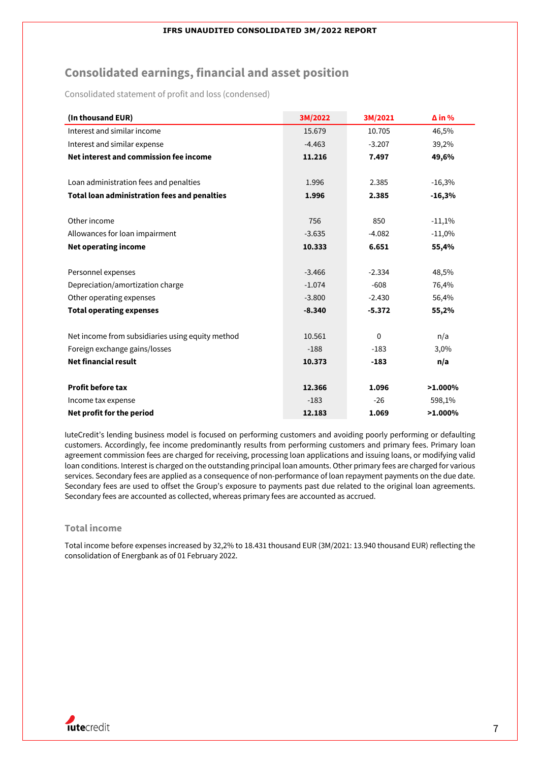## Consolidated earnings, financial and asset position

Consolidated statement of profit and loss (condensed)

| (In thousand EUR) | 3M/2022 | 3M/2021 | Δ in % |
|---|---|---|---|
| Interest and similar income | 15.679 | 10.705 | 46,5% |
| Interest and similar expense | -4.463 | -3.207 | 39,2% |
| **Net interest and commission fee income** | **11.216** | **7.497** | **49,6%** |
| | | | |
| Loan administration fees and penalties | 1.996 | 2.385 | -16,3% |
| **Total loan administration fees and penalties** | **1.996** | **2.385** | **-16,3%** |
| | | | |
| Other income | 756 | 850 | -11,1% |
| Allowances for loan impairment | -3.635 | -4.082 | -11,0% |
| **Net operating income** | **10.333** | **6.651** | **55,4%** |
| | | | |
| Personnel expenses | -3.466 | -2.334 | 48,5% |
| Depreciation/amortization charge | -1.074 | -608 | 76,4% |
| Other operating expenses | -3.800 | -2.430 | 56,4% |
| **Total operating expenses** | **-8.340** | **-5.372** | **55,2%** |
| | | | |
| Net income from subsidiaries using equity method | 10.561 | 0 | n/a |
| Foreign exchange gains/losses | -188 | -183 | 3,0% |
| **Net financial result** | **10.373** | **-183** | **n/a** |
| | | | |
| **Profit before tax** | **12.366** | **1.096** | **>1.000%** |
| Income tax expense | -183 | -26 | 598,1% |
| **Net profit for the period** | **12.183** | **1.069** | **>1.000%** |

IuteCredit's lending business model is focused on performing customers and avoiding poorly performing or defaulting customers. Accordingly, fee income predominantly results from performing customers and primary fees. Primary loan agreement commission fees are charged for receiving, processing loan applications and issuing loans, or modifying valid loan conditions. Interest is charged on the outstanding principal loan amounts. Other primary fees are charged for various services. Secondary fees are applied as a consequence of non-performance of loan repayment payments on the due date. Secondary fees are used to offset the Group's exposure to payments past due related to the original loan agreements. Secondary fees are accounted as collected, whereas primary fees are accounted as accrued.

### Total income

Total income before expenses increased by 32,2% to 18.431 thousand EUR (3M/2021: 13.940 thousand EUR) reflecting the consolidation of Energbank as of 01 February 2022.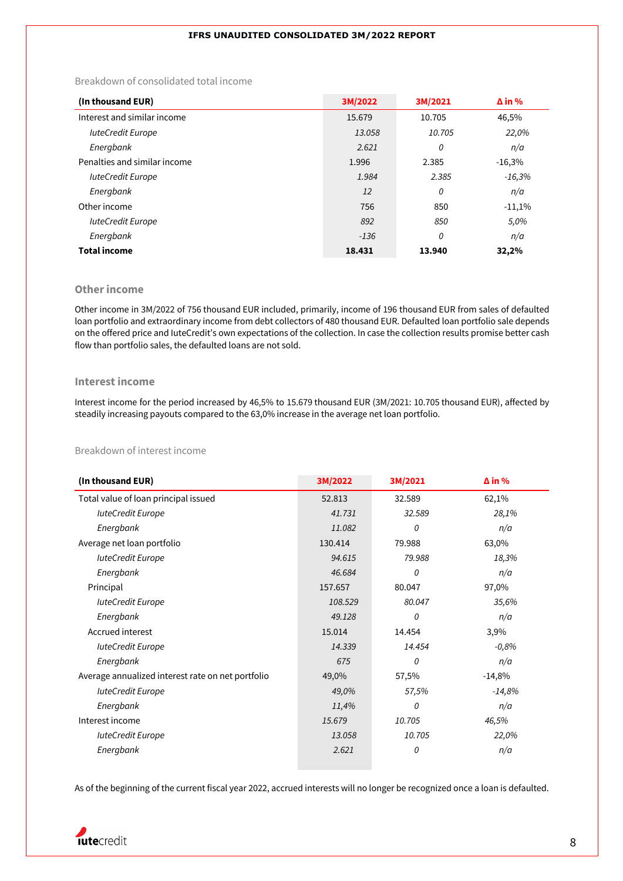Breakdown of consolidated total income

| (In thousand EUR) | 3M/2022 | 3M/2021 | Δ in % |
|---|---|---|---|
| Interest and similar income | 15.679 | 10.705 | 46,5% |
| *IuteCredit Europe* | *13.058* | *10.705* | *22,0%* |
| *Energbank* | *2.621* | *0* | *n/a* |
| Penalties and similar income | 1.996 | 2.385 | -16,3% |
| *IuteCredit Europe* | *1.984* | *2.385* | *-16,3%* |
| *Energbank* | *12* | *0* | *n/a* |
| Other income | 756 | 850 | -11,1% |
| *IuteCredit Europe* | *892* | *850* | *5,0%* |
| *Energbank* | *-136* | *0* | *n/a* |
| **Total income** | **18.431** | **13.940** | **32,2%** |

## Other income

Other income in 3M/2022 of 756 thousand EUR included, primarily, income of 196 thousand EUR from sales of defaulted loan portfolio and extraordinary income from debt collectors of 480 thousand EUR. Defaulted loan portfolio sale depends on the offered price and IuteCredit's own expectations of the collection. In case the collection results promise better cash flow than portfolio sales, the defaulted loans are not sold.

## Interest income

Interest income for the period increased by 46,5% to 15.679 thousand EUR (3M/2021: 10.705 thousand EUR), affected by steadily increasing payouts compared to the 63,0% increase in the average net loan portfolio.

Breakdown of interest income

| (In thousand EUR) | 3M/2022 | 3M/2021 | Δ in % |
|---|---|---|---|
| Total value of loan principal issued | 52.813 | 32.589 | 62,1% |
| *IuteCredit Europe* | *41.731* | *32.589* | *28,1%* |
| *Energbank* | *11.082* | *0* | *n/a* |
| Average net loan portfolio | 130.414 | 79.988 | 63,0% |
| *IuteCredit Europe* | *94.615* | *79.988* | *18,3%* |
| *Energbank* | *46.684* | *0* | *n/a* |
| Principal | 157.657 | 80.047 | 97,0% |
| *IuteCredit Europe* | *108.529* | *80.047* | *35,6%* |
| *Energbank* | *49.128* | *0* | *n/a* |
| Accrued interest | 15.014 | 14.454 | 3,9% |
| *IuteCredit Europe* | *14.339* | *14.454* | *-0,8%* |
| *Energbank* | *675* | *0* | *n/a* |
| Average annualized interest rate on net portfolio | 49,0% | 57,5% | -14,8% |
| *IuteCredit Europe* | *49,0%* | *57,5%* | *-14,8%* |
| *Energbank* | *11,4%* | *0* | *n/a* |
| *Interest income* | *15.679* | *10.705* | *46,5%* |
| *IuteCredit Europe* | *13.058* | *10.705* | *22,0%* |
| *Energbank* | *2.621* | *0* | *n/a* |

As of the beginning of the current fiscal year 2022, accrued interests will no longer be recognized once a loan is defaulted.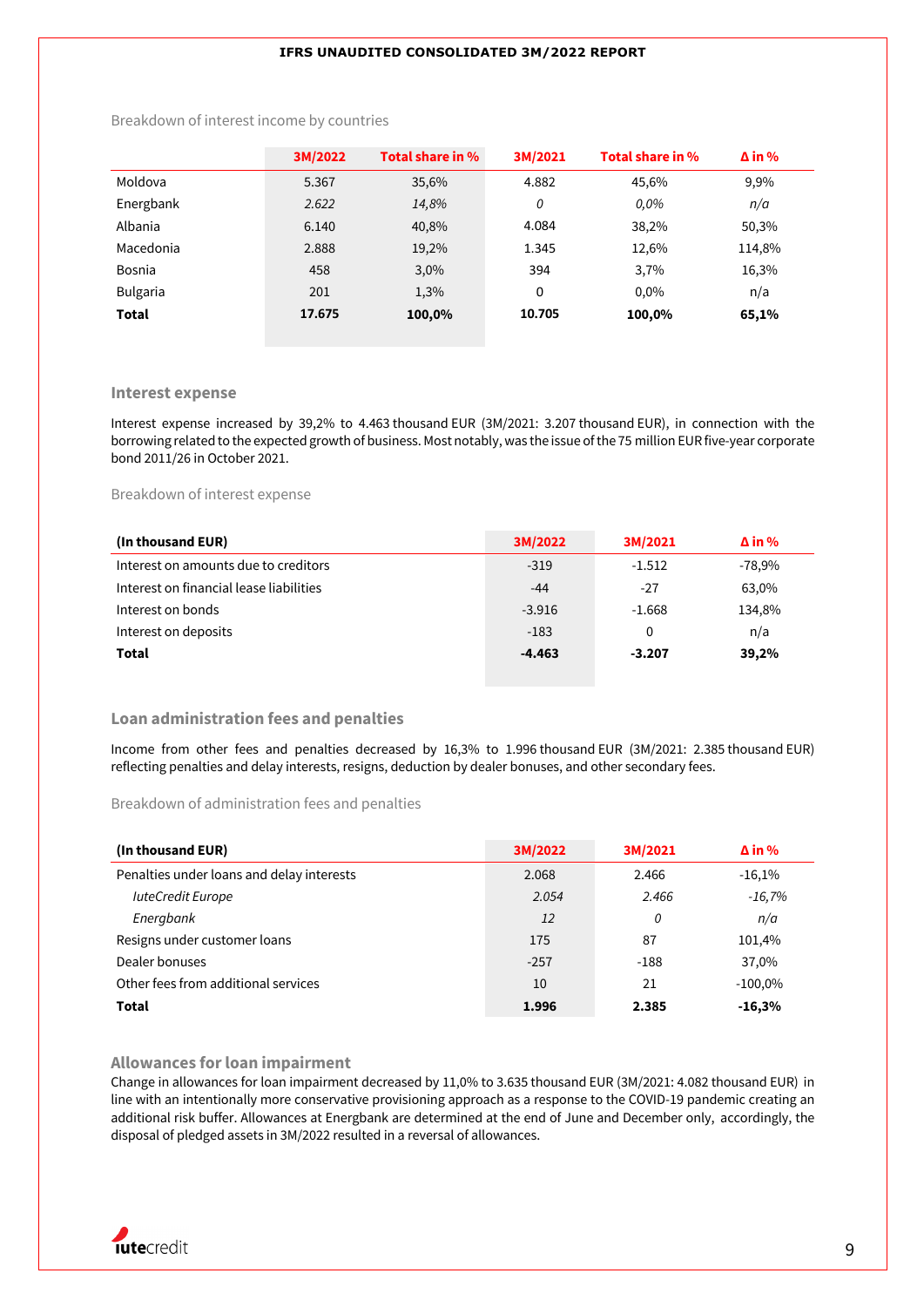Breakdown of interest income by countries

| | 3M/2022 | Total share in % | 3M/2021 | Total share in % | Δ in % |
|---|---|---|---|---|---|
| Moldova | 5.367 | 35,6% | 4.882 | 45,6% | 9,9% |
| *Energbank* | *2.622* | *14,8%* | *0* | *0,0%* | *n/a* |
| Albania | 6.140 | 40,8% | 4.084 | 38,2% | 50,3% |
| Macedonia | 2.888 | 19,2% | 1.345 | 12,6% | 114,8% |
| Bosnia | 458 | 3,0% | 394 | 3,7% | 16,3% |
| Bulgaria | 201 | 1,3% | 0 | 0,0% | n/a |
| **Total** | **17.675** | **100,0%** | **10.705** | **100,0%** | **65,1%** |

## Interest expense

Interest expense increased by 39,2% to 4.463 thousand EUR (3M/2021: 3.207 thousand EUR), in connection with the borrowing related to the expected growth of business. Most notably, was the issue of the 75 million EUR five-year corporate bond 2011/26 in October 2021.

Breakdown of interest expense

| (In thousand EUR) | 3M/2022 | 3M/2021 | Δ in % |
|---|---|---|---|
| Interest on amounts due to creditors | -319 | -1.512 | -78,9% |
| Interest on financial lease liabilities | -44 | -27 | 63,0% |
| Interest on bonds | -3.916 | -1.668 | 134,8% |
| Interest on deposits | -183 | 0 | n/a |
| **Total** | **-4.463** | **-3.207** | **39,2%** |

## Loan administration fees and penalties

Income from other fees and penalties decreased by 16,3% to 1.996 thousand EUR (3M/2021: 2.385 thousand EUR) reflecting penalties and delay interests, resigns, deduction by dealer bonuses, and other secondary fees.

Breakdown of administration fees and penalties

| (In thousand EUR) | 3M/2022 | 3M/2021 | Δ in % |
|---|---|---|---|
| Penalties under loans and delay interests | 2.068 | 2.466 | -16,1% |
| *IuteCredit Europe* | *2.054* | *2.466* | *-16,7%* |
| *Energbank* | *12* | *0* | *n/a* |
| Resigns under customer loans | 175 | 87 | 101,4% |
| Dealer bonuses | -257 | -188 | 37,0% |
| Other fees from additional services | 10 | 21 | -100,0% |
| **Total** | **1.996** | **2.385** | **-16,3%** |

## Allowances for loan impairment

Change in allowances for loan impairment decreased by 11,0% to 3.635 thousand EUR (3M/2021: 4.082 thousand EUR) in line with an intentionally more conservative provisioning approach as a response to the COVID-19 pandemic creating an additional risk buffer. Allowances at Energbank are determined at the end of June and December only, accordingly, the disposal of pledged assets in 3M/2022 resulted in a reversal of allowances.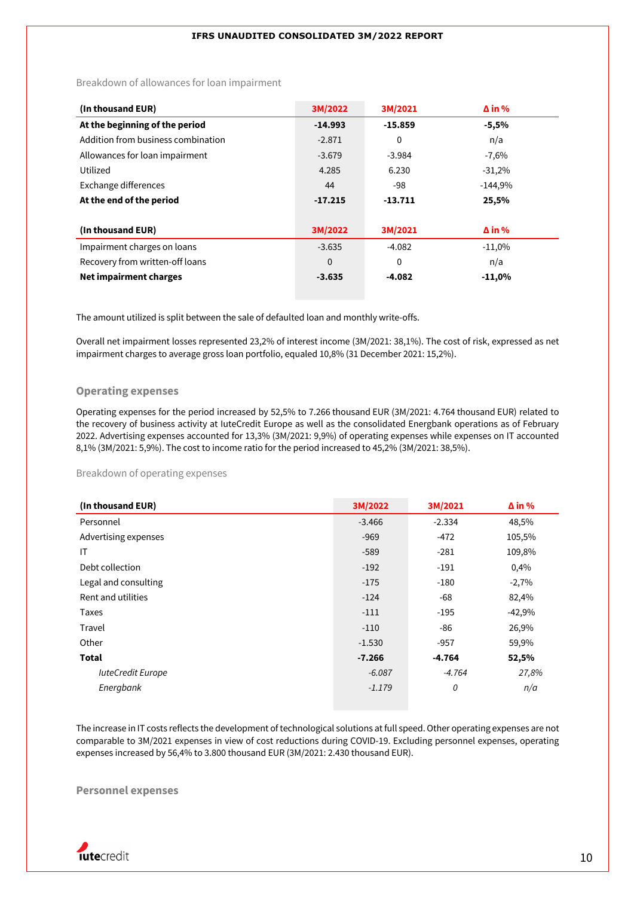Breakdown of allowances for loan impairment

| (In thousand EUR) | 3M/2022 | 3M/2021 | Δ in % |
|---|---|---|---|
| **At the beginning of the period** | **-14.993** | **-15.859** | **-5,5%** |
| Addition from business combination | -2.871 | 0 | n/a |
| Allowances for loan impairment | -3.679 | -3.984 | -7,6% |
| Utilized | 4.285 | 6.230 | -31,2% |
| Exchange differences | 44 | -98 | -144,9% |
| **At the end of the period** | **-17.215** | **-13.711** | **25,5%** |

| (In thousand EUR) | 3M/2022 | 3M/2021 | Δ in % |
|---|---|---|---|
| Impairment charges on loans | -3.635 | -4.082 | -11,0% |
| Recovery from written-off loans | 0 | 0 | n/a |
| **Net impairment charges** | **-3.635** | **-4.082** | **-11,0%** |

The amount utilized is split between the sale of defaulted loan and monthly write-offs.

Overall net impairment losses represented 23,2% of interest income (3M/2021: 38,1%). The cost of risk, expressed as net impairment charges to average gross loan portfolio, equaled 10,8% (31 December 2021: 15,2%).

## Operating expenses

Operating expenses for the period increased by 52,5% to 7.266 thousand EUR (3M/2021: 4.764 thousand EUR) related to the recovery of business activity at IuteCredit Europe as well as the consolidated Energbank operations as of February 2022. Advertising expenses accounted for 13,3% (3M/2021: 9,9%) of operating expenses while expenses on IT accounted 8,1% (3M/2021: 5,9%). The cost to income ratio for the period increased to 45,2% (3M/2021: 38,5%).

Breakdown of operating expenses

| (In thousand EUR) | 3M/2022 | 3M/2021 | Δ in % |
|---|---|---|---|
| Personnel | -3.466 | -2.334 | 48,5% |
| Advertising expenses | -969 | -472 | 105,5% |
| IT | -589 | -281 | 109,8% |
| Debt collection | -192 | -191 | 0,4% |
| Legal and consulting | -175 | -180 | -2,7% |
| Rent and utilities | -124 | -68 | 82,4% |
| Taxes | -111 | -195 | -42,9% |
| Travel | -110 | -86 | 26,9% |
| Other | -1.530 | -957 | 59,9% |
| **Total** | **-7.266** | **-4.764** | **52,5%** |
| *IuteCredit Europe* | *-6.087* | *-4.764* | *27,8%* |
| *Energbank* | *-1.179* | *0* | *n/a* |

The increase in IT costs reflects the development of technological solutions at full speed. Other operating expenses are not comparable to 3M/2021 expenses in view of cost reductions during COVID-19. Excluding personnel expenses, operating expenses increased by 56,4% to 3.800 thousand EUR (3M/2021: 2.430 thousand EUR).

## Personnel expenses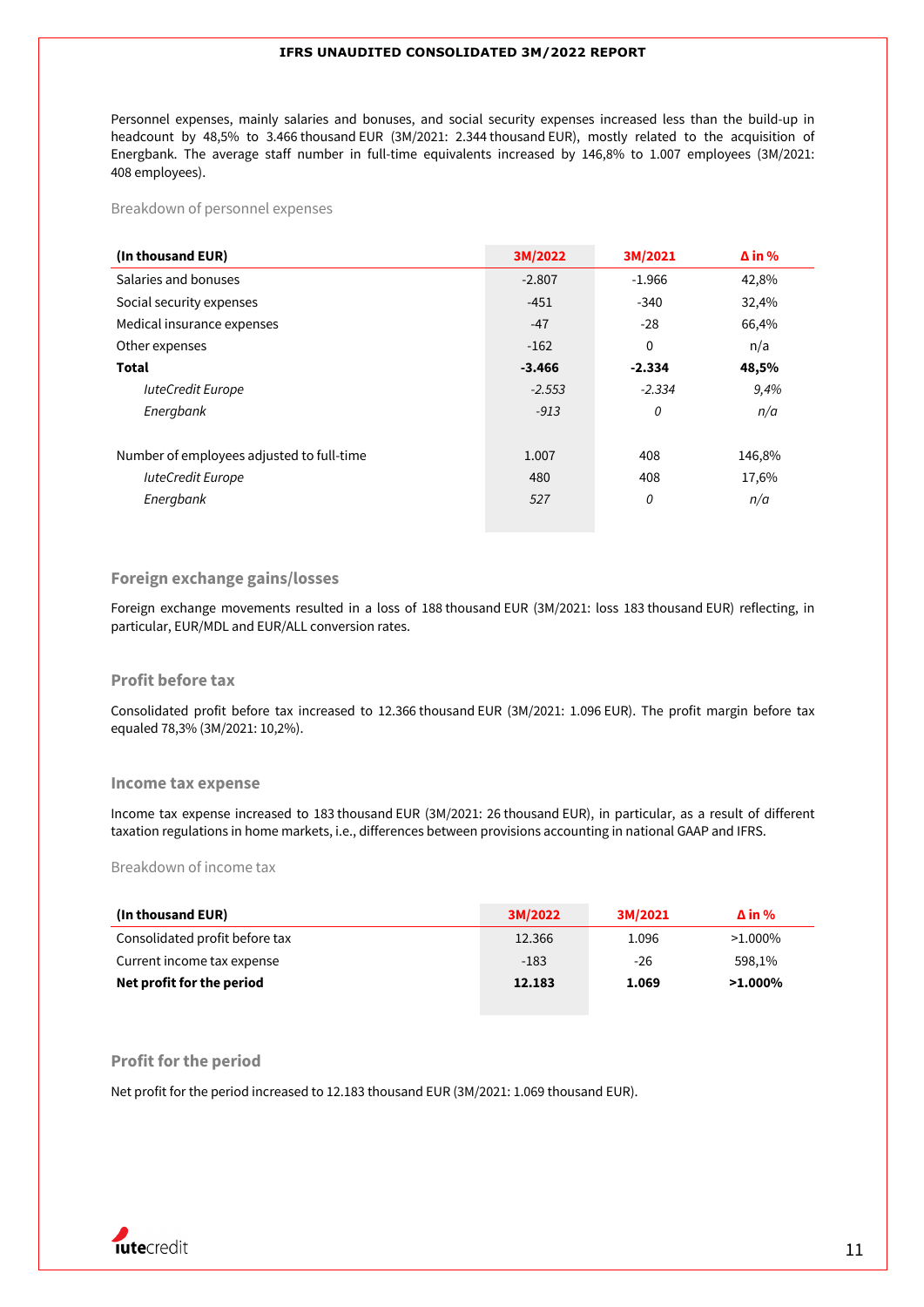Personnel expenses, mainly salaries and bonuses, and social security expenses increased less than the build-up in headcount by 48,5% to 3.466 thousand EUR (3M/2021: 2.344 thousand EUR), mostly related to the acquisition of Energbank. The average staff number in full-time equivalents increased by 146,8% to 1.007 employees (3M/2021: 408 employees).

Breakdown of personnel expenses

| (In thousand EUR) | 3M/2022 | 3M/2021 | Δ in % |
|---|---|---|---|
| Salaries and bonuses | -2.807 | -1.966 | 42,8% |
| Social security expenses | -451 | -340 | 32,4% |
| Medical insurance expenses | -47 | -28 | 66,4% |
| Other expenses | -162 | 0 | n/a |
| **Total** | **-3.466** | **-2.334** | **48,5%** |
| *IuteCredit Europe* | *-2.553* | *-2.334* | *9,4%* |
| *Energbank* | *-913* | *0* | *n/a* |
| | | | |
| Number of employees adjusted to full-time | 1.007 | 408 | 146,8% |
| *IuteCredit Europe* | 480 | 408 | 17,6% |
| *Energbank* | *527* | *0* | *n/a* |

## Foreign exchange gains/losses

Foreign exchange movements resulted in a loss of 188 thousand EUR (3M/2021: loss 183 thousand EUR) reflecting, in particular, EUR/MDL and EUR/ALL conversion rates.

## Profit before tax

Consolidated profit before tax increased to 12.366 thousand EUR (3M/2021: 1.096 EUR). The profit margin before tax equaled 78,3% (3M/2021: 10,2%).

## Income tax expense

Income tax expense increased to 183 thousand EUR (3M/2021: 26 thousand EUR), in particular, as a result of different taxation regulations in home markets, i.e., differences between provisions accounting in national GAAP and IFRS.

Breakdown of income tax

| (In thousand EUR) | 3M/2022 | 3M/2021 | Δ in % |
|---|---|---|---|
| Consolidated profit before tax | 12.366 | 1.096 | >1.000% |
| Current income tax expense | -183 | -26 | 598,1% |
| **Net profit for the period** | **12.183** | **1.069** | **>1.000%** |

## Profit for the period

Net profit for the period increased to 12.183 thousand EUR (3M/2021: 1.069 thousand EUR).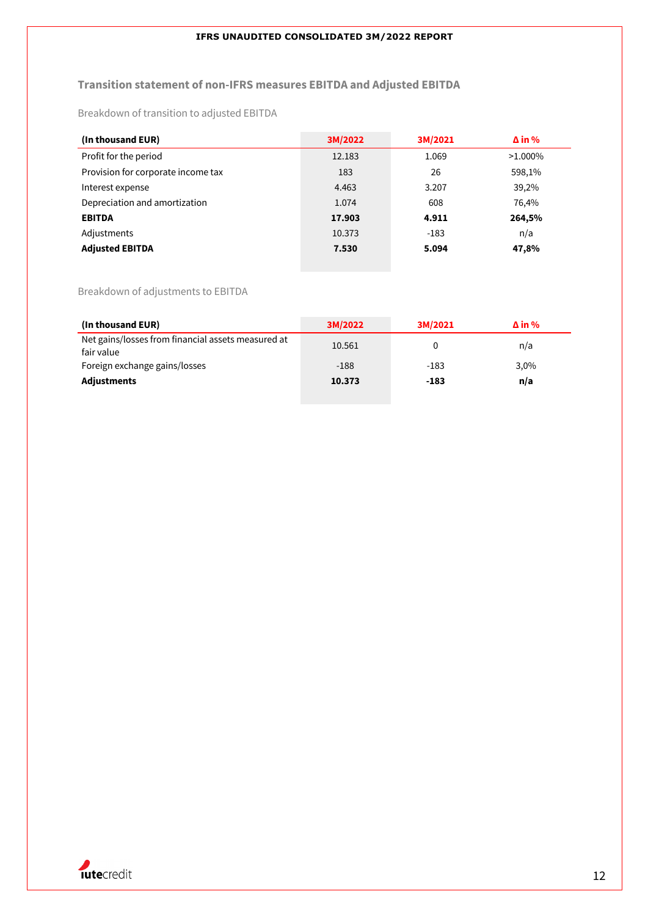## Transition statement of non-IFRS measures EBITDA and Adjusted EBITDA

Breakdown of transition to adjusted EBITDA

| (In thousand EUR) | 3M/2022 | 3M/2021 | Δ in % |
|---|---|---|---|
| Profit for the period | 12.183 | 1.069 | >1.000% |
| Provision for corporate income tax | 183 | 26 | 598,1% |
| Interest expense | 4.463 | 3.207 | 39,2% |
| Depreciation and amortization | 1.074 | 608 | 76,4% |
| **EBITDA** | **17.903** | **4.911** | **264,5%** |
| Adjustments | 10.373 | -183 | n/a |
| **Adjusted EBITDA** | **7.530** | **5.094** | **47,8%** |

Breakdown of adjustments to EBITDA

| (In thousand EUR) | 3M/2022 | 3M/2021 | Δ in % |
|---|---|---|---|
| Net gains/losses from financial assets measured at fair value | 10.561 | 0 | n/a |
| Foreign exchange gains/losses | -188 | -183 | 3,0% |
| **Adjustments** | **10.373** | **-183** | **n/a** |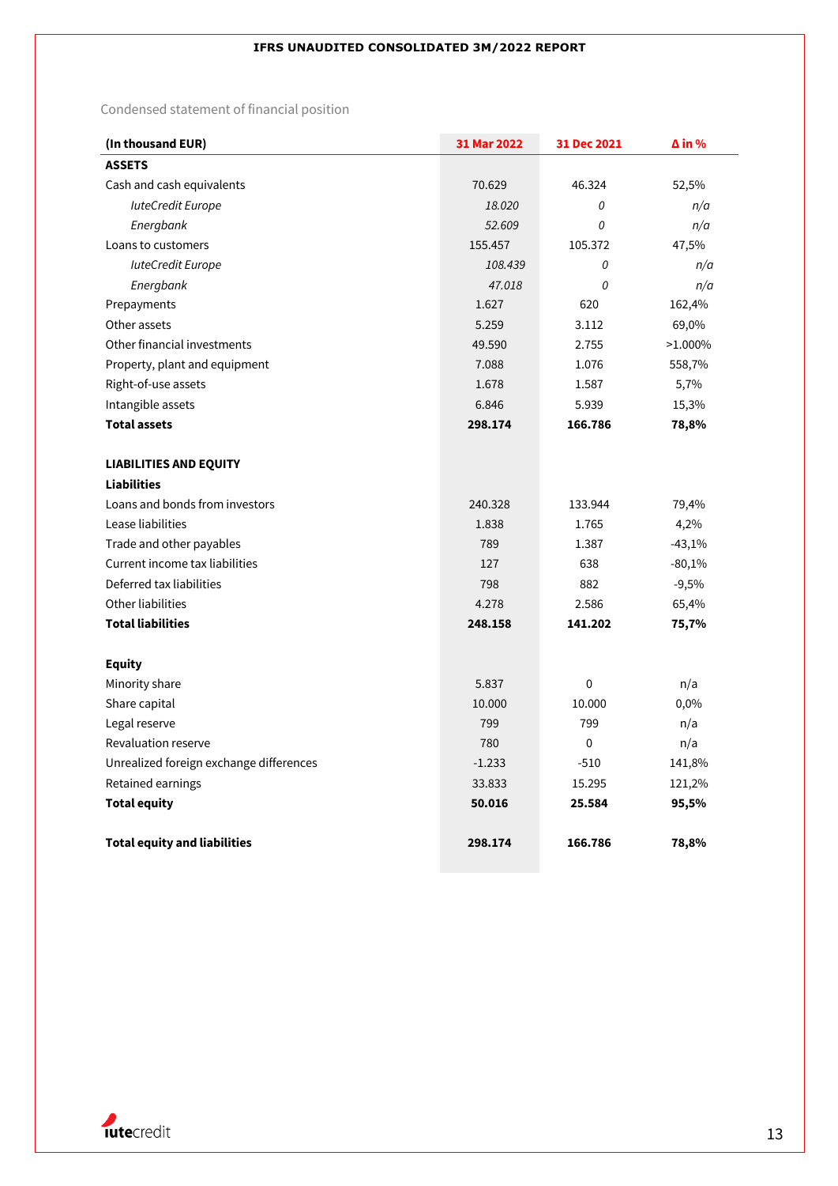Condensed statement of financial position

| (In thousand EUR) | 31 Mar 2022 | 31 Dec 2021 | Δ in % |
|---|---|---|---|
| **ASSETS** | | | |
| Cash and cash equivalents | 70.629 | 46.324 | 52,5% |
| *IuteCredit Europe* | *18.020* | *0* | *n/a* |
| *Energbank* | *52.609* | *0* | *n/a* |
| Loans to customers | 155.457 | 105.372 | 47,5% |
| *IuteCredit Europe* | *108.439* | *0* | *n/a* |
| *Energbank* | *47.018* | *0* | *n/a* |
| Prepayments | 1.627 | 620 | 162,4% |
| Other assets | 5.259 | 3.112 | 69,0% |
| Other financial investments | 49.590 | 2.755 | >1.000% |
| Property, plant and equipment | 7.088 | 1.076 | 558,7% |
| Right-of-use assets | 1.678 | 1.587 | 5,7% |
| Intangible assets | 6.846 | 5.939 | 15,3% |
| **Total assets** | **298.174** | **166.786** | **78,8%** |
| | | | |
| **LIABILITIES AND EQUITY** | | | |
| **Liabilities** | | | |
| Loans and bonds from investors | 240.328 | 133.944 | 79,4% |
| Lease liabilities | 1.838 | 1.765 | 4,2% |
| Trade and other payables | 789 | 1.387 | -43,1% |
| Current income tax liabilities | 127 | 638 | -80,1% |
| Deferred tax liabilities | 798 | 882 | -9,5% |
| Other liabilities | 4.278 | 2.586 | 65,4% |
| **Total liabilities** | **248.158** | **141.202** | **75,7%** |
| | | | |
| **Equity** | | | |
| Minority share | 5.837 | 0 | n/a |
| Share capital | 10.000 | 10.000 | 0,0% |
| Legal reserve | 799 | 799 | n/a |
| Revaluation reserve | 780 | 0 | n/a |
| Unrealized foreign exchange differences | -1.233 | -510 | 141,8% |
| Retained earnings | 33.833 | 15.295 | 121,2% |
| **Total equity** | **50.016** | **25.584** | **95,5%** |
| | | | |
| **Total equity and liabilities** | **298.174** | **166.786** | **78,8%** |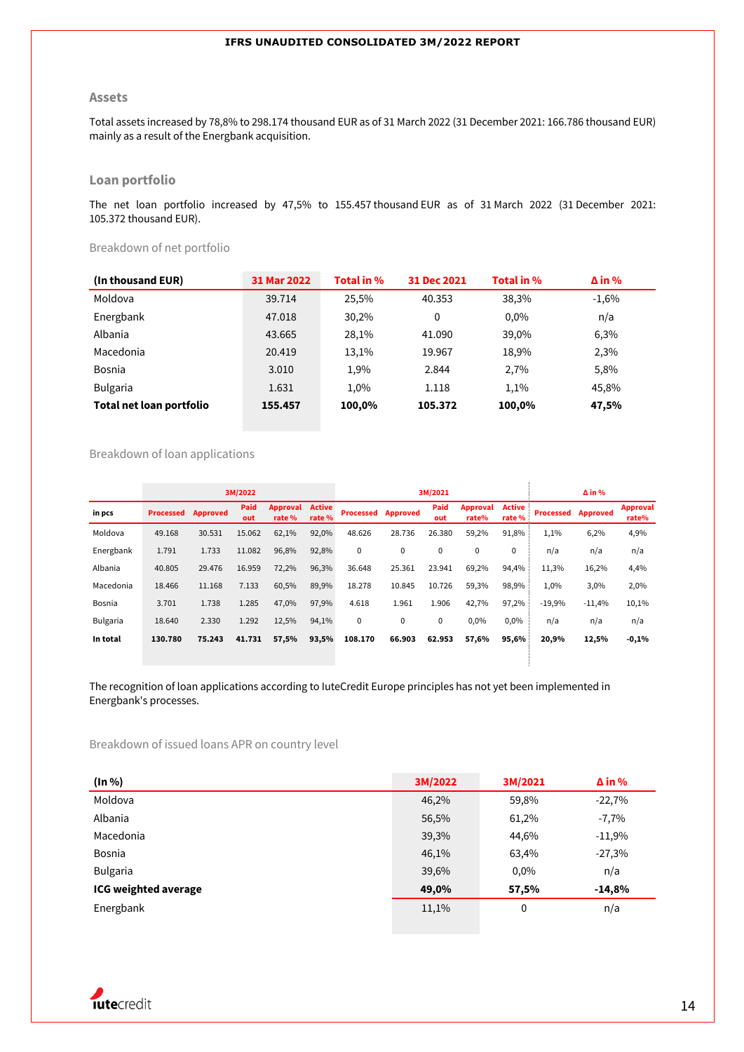### Assets

Total assets increased by 78,8% to 298.174 thousand EUR as of 31 March 2022 (31 December 2021: 166.786 thousand EUR) mainly as a result of the Energbank acquisition.

### Loan portfolio

The net loan portfolio increased by 47,5% to 155.457 thousand EUR as of 31 March 2022 (31 December 2021: 105.372 thousand EUR).

Breakdown of net portfolio

| (In thousand EUR) | 31 Mar 2022 | Total in % | 31 Dec 2021 | Total in % | Δ in % |
|---|---|---|---|---|---|
| Moldova | 39.714 | 25,5% | 40.353 | 38,3% | -1,6% |
| Energbank | 47.018 | 30,2% | 0 | 0,0% | n/a |
| Albania | 43.665 | 28,1% | 41.090 | 39,0% | 6,3% |
| Macedonia | 20.419 | 13,1% | 19.967 | 18,9% | 2,3% |
| Bosnia | 3.010 | 1,9% | 2.844 | 2,7% | 5,8% |
| Bulgaria | 1.631 | 1,0% | 1.118 | 1,1% | 45,8% |
| **Total net loan portfolio** | **155.457** | **100,0%** | **105.372** | **100,0%** | **47,5%** |

Breakdown of loan applications

| | 3M/2022 | | | | | 3M/2021 | | | | | Δ in % | | |
|---|---|---|---|---|---|---|---|---|---|---|---|---|---|
| in pcs | Processed | Approved | Paid out | Approval rate % | Active rate % | Processed | Approved | Paid out | Approval rate% | Active rate % | Processed | Approved | Approval rate% |
| Moldova | 49.168 | 30.531 | 15.062 | 62,1% | 92,0% | 48.626 | 28.736 | 26.380 | 59,2% | 91,8% | 1,1% | 6,2% | 4,9% |
| Energbank | 1.791 | 1.733 | 11.082 | 96,8% | 92,8% | 0 | 0 | 0 | 0 | 0 | n/a | n/a | n/a |
| Albania | 40.805 | 29.476 | 16.959 | 72,2% | 96,3% | 36.648 | 25.361 | 23.941 | 69,2% | 94,4% | 11,3% | 16,2% | 4,4% |
| Macedonia | 18.466 | 11.168 | 7.133 | 60,5% | 89,9% | 18.278 | 10.845 | 10.726 | 59,3% | 98,9% | 1,0% | 3,0% | 2,0% |
| Bosnia | 3.701 | 1.738 | 1.285 | 47,0% | 97,9% | 4.618 | 1.961 | 1.906 | 42,7% | 97,2% | -19,9% | -11,4% | 10,1% |
| Bulgaria | 18.640 | 2.330 | 1.292 | 12,5% | 94,1% | 0 | 0 | 0 | 0,0% | 0,0% | n/a | n/a | n/a |
| **In total** | **130.780** | **75.243** | **41.731** | **57,5%** | **93,5%** | **108.170** | **66.903** | **62.953** | **57,6%** | **95,6%** | **20,9%** | **12,5%** | **-0,1%** |

The recognition of loan applications according to IuteCredit Europe principles has not yet been implemented in Energbank's processes.

Breakdown of issued loans APR on country level

| (In %) | 3M/2022 | 3M/2021 | Δ in % |
|---|---|---|---|
| Moldova | 46,2% | 59,8% | -22,7% |
| Albania | 56,5% | 61,2% | -7,7% |
| Macedonia | 39,3% | 44,6% | -11,9% |
| Bosnia | 46,1% | 63,4% | -27,3% |
| Bulgaria | 39,6% | 0,0% | n/a |
| **ICG weighted average** | **49,0%** | **57,5%** | **-14,8%** |
| Energbank | 11,1% | 0 | n/a |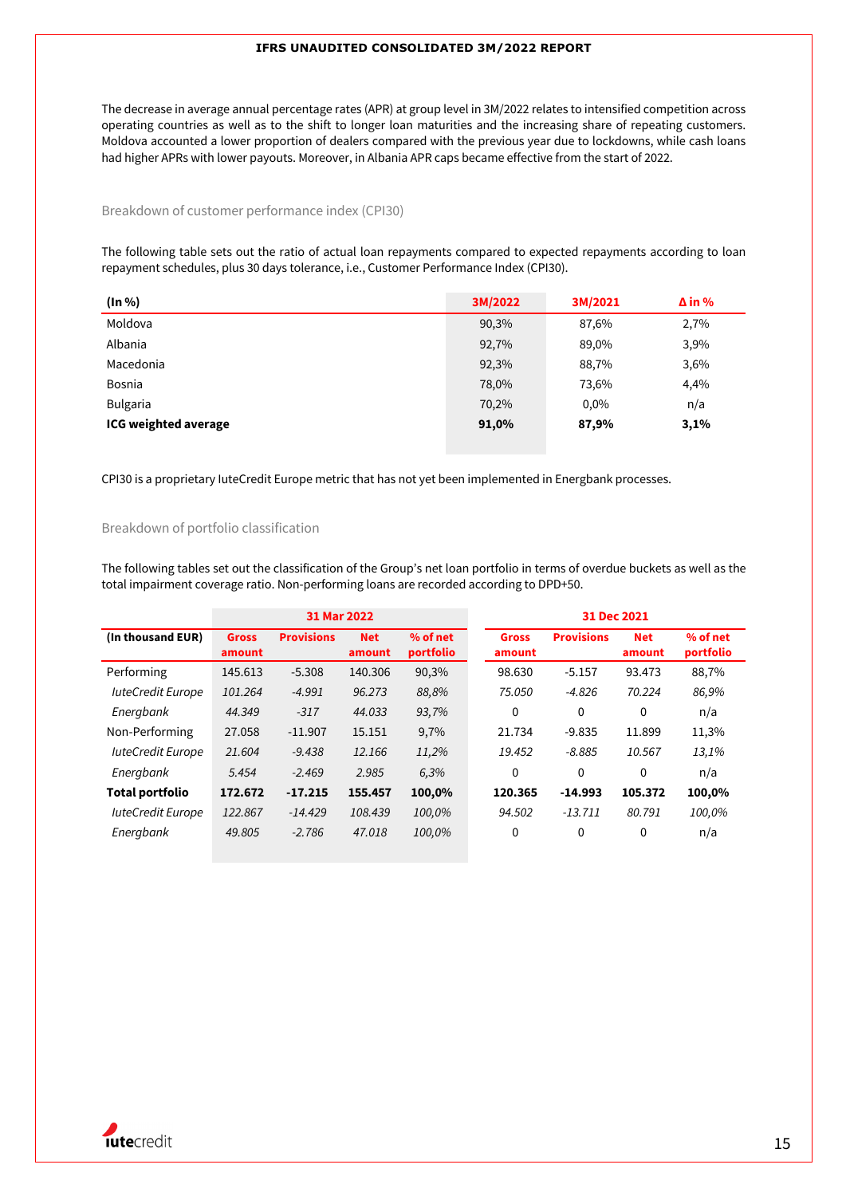The decrease in average annual percentage rates (APR) at group level in 3M/2022 relates to intensified competition across operating countries as well as to the shift to longer loan maturities and the increasing share of repeating customers. Moldova accounted a lower proportion of dealers compared with the previous year due to lockdowns, while cash loans had higher APRs with lower payouts. Moreover, in Albania APR caps became effective from the start of 2022.

### Breakdown of customer performance index (CPI30)

The following table sets out the ratio of actual loan repayments compared to expected repayments according to loan repayment schedules, plus 30 days tolerance, i.e., Customer Performance Index (CPI30).

| (In %) | 3M/2022 | 3M/2021 | Δ in % |
|---|---|---|---|
| Moldova | 90,3% | 87,6% | 2,7% |
| Albania | 92,7% | 89,0% | 3,9% |
| Macedonia | 92,3% | 88,7% | 3,6% |
| Bosnia | 78,0% | 73,6% | 4,4% |
| Bulgaria | 70,2% | 0,0% | n/a |
| **ICG weighted average** | **91,0%** | **87,9%** | **3,1%** |

CPI30 is a proprietary IuteCredit Europe metric that has not yet been implemented in Energbank processes.

### Breakdown of portfolio classification

The following tables set out the classification of the Group's net loan portfolio in terms of overdue buckets as well as the total impairment coverage ratio. Non-performing loans are recorded according to DPD+50.

| | 31 Mar 2022 | | | | 31 Dec 2021 | | | |
|---|---|---|---|---|---|---|---|---|
| (In thousand EUR) | Gross amount | Provisions | Net amount | % of net portfolio | Gross amount | Provisions | Net amount | % of net portfolio |
| Performing | 145.613 | -5.308 | 140.306 | 90,3% | 98.630 | -5.157 | 93.473 | 88,7% |
| *IuteCredit Europe* | *101.264* | *-4.991* | *96.273* | *88,8%* | *75.050* | *-4.826* | *70.224* | *86,9%* |
| *Energbank* | *44.349* | *-317* | *44.033* | *93,7%* | 0 | 0 | 0 | n/a |
| Non-Performing | 27.058 | -11.907 | 15.151 | 9,7% | 21.734 | -9.835 | 11.899 | 11,3% |
| *IuteCredit Europe* | *21.604* | *-9.438* | *12.166* | *11,2%* | *19.452* | *-8.885* | *10.567* | *13,1%* |
| *Energbank* | *5.454* | *-2.469* | *2.985* | *6,3%* | 0 | 0 | 0 | n/a |
| **Total portfolio** | **172.672** | **-17.215** | **155.457** | **100,0%** | **120.365** | **-14.993** | **105.372** | **100,0%** |
| *IuteCredit Europe* | *122.867* | *-14.429* | *108.439* | *100,0%* | *94.502* | *-13.711* | *80.791* | *100,0%* |
| *Energbank* | *49.805* | *-2.786* | *47.018* | *100,0%* | 0 | 0 | 0 | n/a |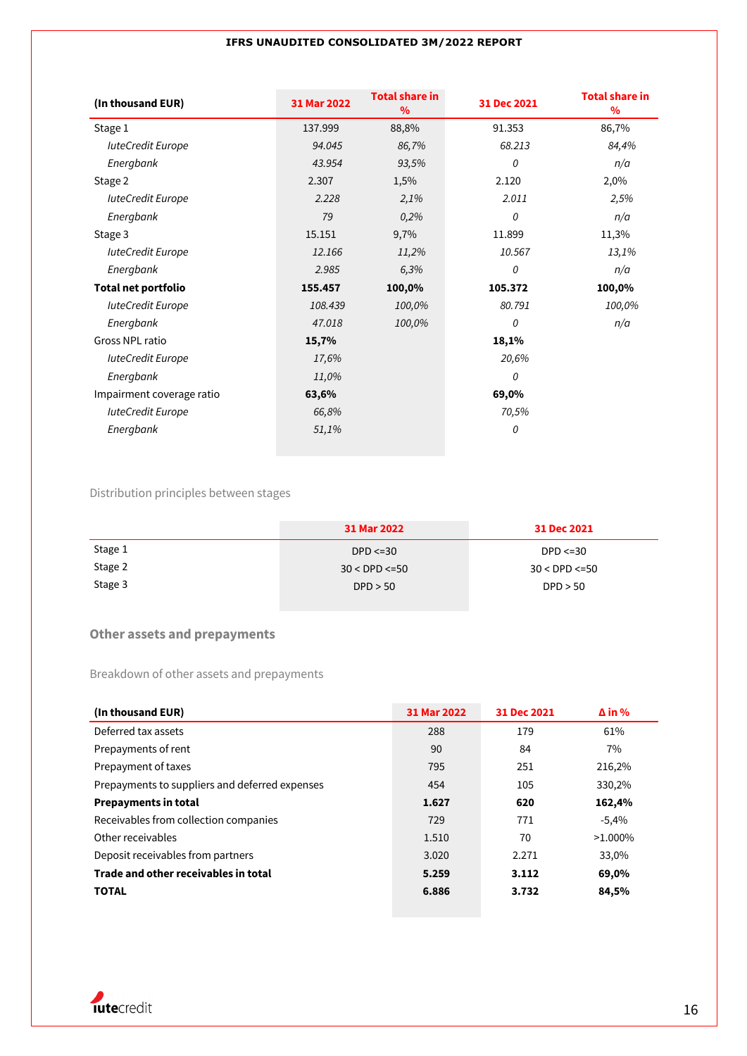| (In thousand EUR) | 31 Mar 2022 | Total share in % | 31 Dec 2021 | Total share in % |
|---|---|---|---|---|
| Stage 1 | 137.999 | 88,8% | 91.353 | 86,7% |
| *IuteCredit Europe* | *94.045* | *86,7%* | *68.213* | *84,4%* |
| *Energbank* | *43.954* | *93,5%* | *0* | *n/a* |
| Stage 2 | 2.307 | 1,5% | 2.120 | 2,0% |
| *IuteCredit Europe* | *2.228* | *2,1%* | *2.011* | *2,5%* |
| *Energbank* | *79* | *0,2%* | *0* | *n/a* |
| Stage 3 | 15.151 | 9,7% | 11.899 | 11,3% |
| *IuteCredit Europe* | *12.166* | *11,2%* | *10.567* | *13,1%* |
| *Energbank* | *2.985* | *6,3%* | *0* | *n/a* |
| **Total net portfolio** | **155.457** | **100,0%** | **105.372** | **100,0%** |
| *IuteCredit Europe* | *108.439* | *100,0%* | *80.791* | *100,0%* |
| *Energbank* | *47.018* | *100,0%* | *0* | *n/a* |
| Gross NPL ratio | **15,7%** | | **18,1%** | |
| *IuteCredit Europe* | *17,6%* | | *20,6%* | |
| *Energbank* | *11,0%* | | *0* | |
| Impairment coverage ratio | **63,6%** | | **69,0%** | |
| *IuteCredit Europe* | *66,8%* | | *70,5%* | |
| *Energbank* | *51,1%* | | *0* | |

Distribution principles between stages

| | 31 Mar 2022 | 31 Dec 2021 |
|---|---|---|
| Stage 1 | DPD <=30 | DPD <=30 |
| Stage 2 | 30 < DPD <=50 | 30 < DPD <=50 |
| Stage 3 | DPD > 50 | DPD > 50 |

## Other assets and prepayments

Breakdown of other assets and prepayments

| (In thousand EUR) | 31 Mar 2022 | 31 Dec 2021 | Δ in % |
|---|---|---|---|
| Deferred tax assets | 288 | 179 | 61% |
| Prepayments of rent | 90 | 84 | 7% |
| Prepayment of taxes | 795 | 251 | 216,2% |
| Prepayments to suppliers and deferred expenses | 454 | 105 | 330,2% |
| **Prepayments in total** | **1.627** | **620** | **162,4%** |
| Receivables from collection companies | 729 | 771 | -5,4% |
| Other receivables | 1.510 | 70 | >1.000% |
| Deposit receivables from partners | 3.020 | 2.271 | 33,0% |
| **Trade and other receivables in total** | **5.259** | **3.112** | **69,0%** |
| **TOTAL** | **6.886** | **3.732** | **84,5%** |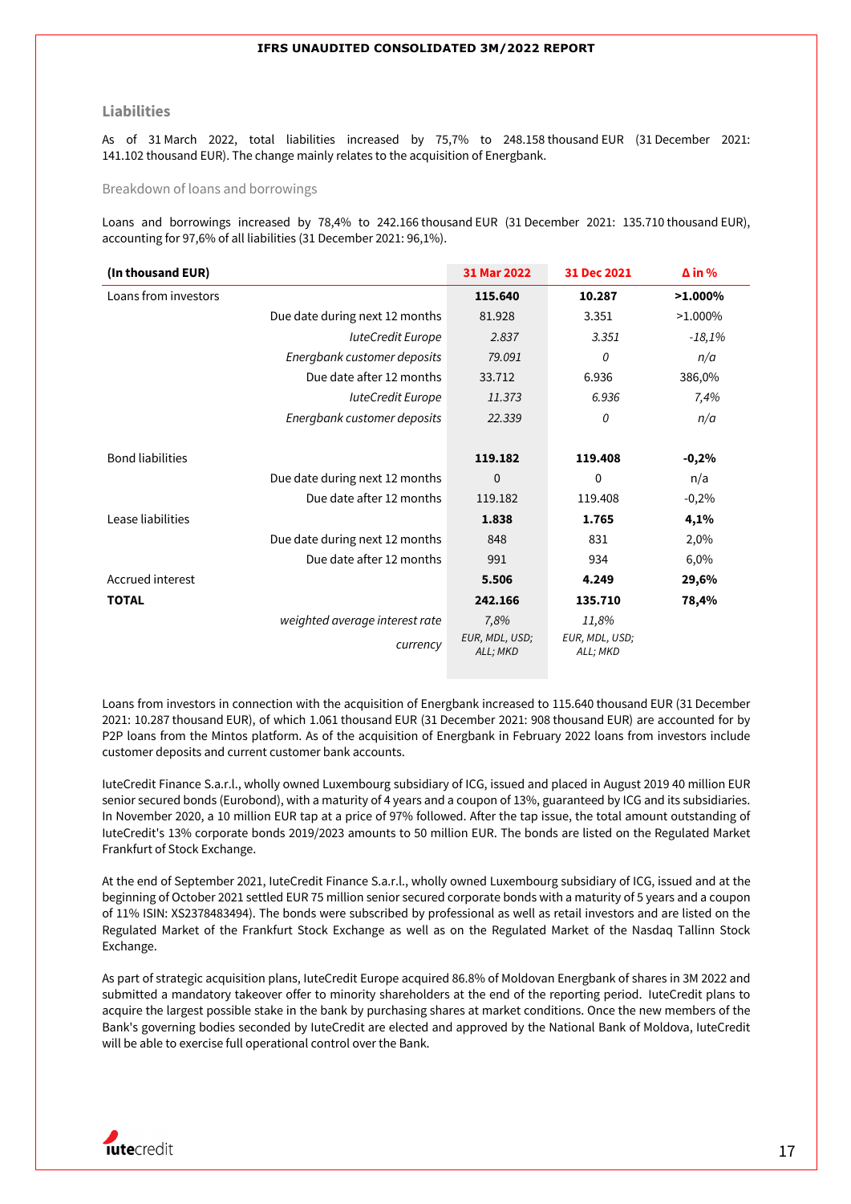## Liabilities

As of 31 March 2022, total liabilities increased by 75,7% to 248.158 thousand EUR (31 December 2021: 141.102 thousand EUR). The change mainly relates to the acquisition of Energbank.

### Breakdown of loans and borrowings

Loans and borrowings increased by 78,4% to 242.166 thousand EUR (31 December 2021: 135.710 thousand EUR), accounting for 97,6% of all liabilities (31 December 2021: 96,1%).

| (In thousand EUR) | | 31 Mar 2022 | 31 Dec 2021 | Δ in % |
|---|---|---|---|---|
| Loans from investors | | **115.640** | **10.287** | **>1.000%** |
| | Due date during next 12 months | 81.928 | 3.351 | >1.000% |
| | *IuteCredit Europe* | *2.837* | *3.351* | *-18,1%* |
| | *Energbank customer deposits* | *79.091* | *0* | *n/a* |
| | Due date after 12 months | 33.712 | 6.936 | 386,0% |
| | *IuteCredit Europe* | *11.373* | *6.936* | *7,4%* |
| | *Energbank customer deposits* | *22.339* | *0* | *n/a* |
| Bond liabilities | | **119.182** | **119.408** | **-0,2%** |
| | Due date during next 12 months | 0 | 0 | n/a |
| | Due date after 12 months | 119.182 | 119.408 | -0,2% |
| Lease liabilities | | **1.838** | **1.765** | **4,1%** |
| | Due date during next 12 months | 848 | 831 | 2,0% |
| | Due date after 12 months | 991 | 934 | 6,0% |
| Accrued interest | | **5.506** | **4.249** | **29,6%** |
| **TOTAL** | | **242.166** | **135.710** | **78,4%** |
| | *weighted average interest rate* | *7,8%* | *11,8%* | |
| | *currency* | *EUR, MDL, USD; ALL; MKD* | *EUR, MDL, USD; ALL; MKD* | |

Loans from investors in connection with the acquisition of Energbank increased to 115.640 thousand EUR (31 December 2021: 10.287 thousand EUR), of which 1.061 thousand EUR (31 December 2021: 908 thousand EUR) are accounted for by P2P loans from the Mintos platform. As of the acquisition of Energbank in February 2022 loans from investors include customer deposits and current customer bank accounts.

IuteCredit Finance S.a.r.l., wholly owned Luxembourg subsidiary of ICG, issued and placed in August 2019 40 million EUR senior secured bonds (Eurobond), with a maturity of 4 years and a coupon of 13%, guaranteed by ICG and its subsidiaries. In November 2020, a 10 million EUR tap at a price of 97% followed. After the tap issue, the total amount outstanding of IuteCredit's 13% corporate bonds 2019/2023 amounts to 50 million EUR. The bonds are listed on the Regulated Market Frankfurt of Stock Exchange.

At the end of September 2021, IuteCredit Finance S.a.r.l., wholly owned Luxembourg subsidiary of ICG, issued and at the beginning of October 2021 settled EUR 75 million senior secured corporate bonds with a maturity of 5 years and a coupon of 11% ISIN: XS2378483494). The bonds were subscribed by professional as well as retail investors and are listed on the Regulated Market of the Frankfurt Stock Exchange as well as on the Regulated Market of the Nasdaq Tallinn Stock Exchange.

As part of strategic acquisition plans, IuteCredit Europe acquired 86.8% of Moldovan Energbank of shares in 3M 2022 and submitted a mandatory takeover offer to minority shareholders at the end of the reporting period. IuteCredit plans to acquire the largest possible stake in the bank by purchasing shares at market conditions. Once the new members of the Bank's governing bodies seconded by IuteCredit are elected and approved by the National Bank of Moldova, IuteCredit will be able to exercise full operational control over the Bank.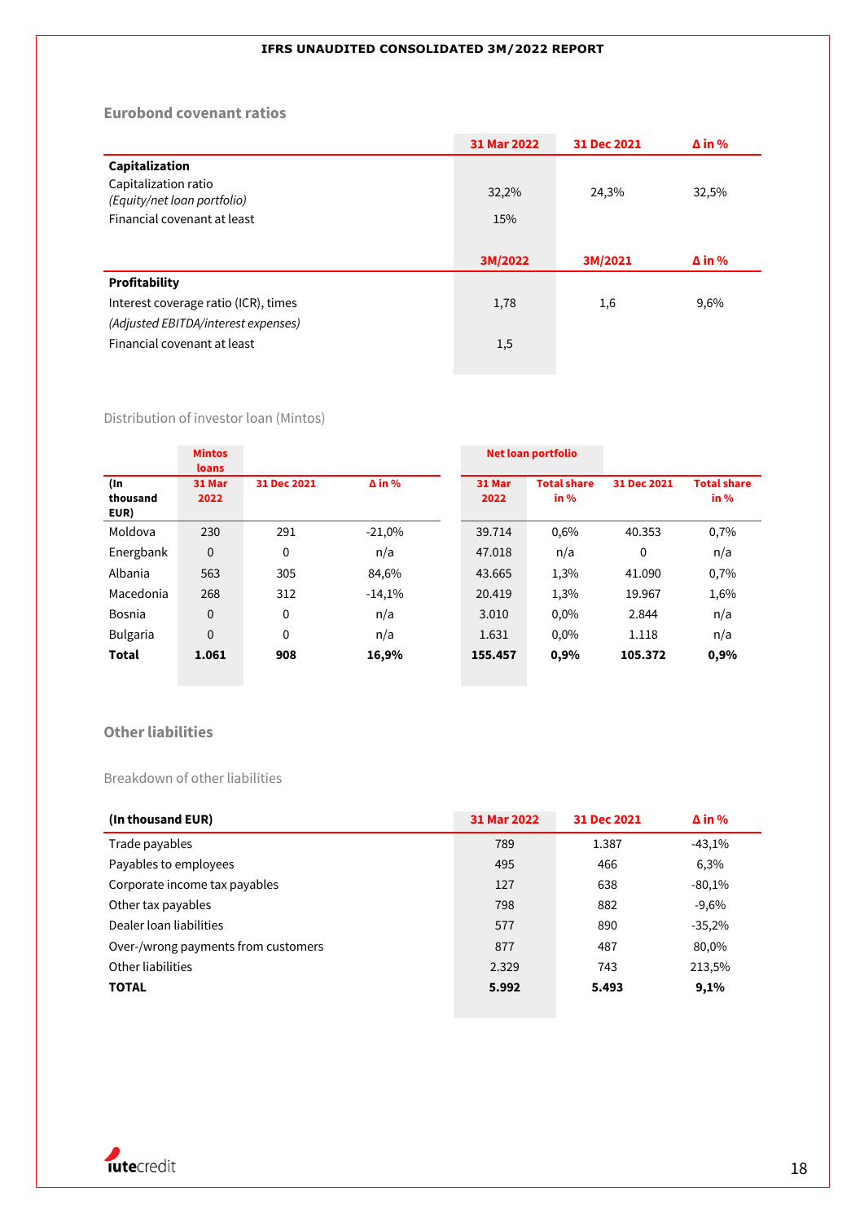## Eurobond covenant ratios

| | 31 Mar 2022 | 31 Dec 2021 | Δ in % |
|---|---|---|---|
| **Capitalization** | | | |
| Capitalization ratio *(Equity/net loan portfolio)* | 32,2% | 24,3% | 32,5% |
| Financial covenant at least | 15% | | |
| | **3M/2022** | **3M/2021** | **Δ in %** |
| **Profitability** | | | |
| Interest coverage ratio (ICR), times | 1,78 | 1,6 | 9,6% |
| *(Adjusted EBITDA/interest expenses)* | | | |
| Financial covenant at least | 1,5 | | |

### Distribution of investor loan (Mintos)

| (In thousand EUR) | Mintos loans 31 Mar 2022 | 31 Dec 2021 | Δ in % | Net loan portfolio 31 Mar 2022 | Total share in % | 31 Dec 2021 | Total share in % |
|---|---|---|---|---|---|---|---|
| Moldova | 230 | 291 | -21,0% | 39.714 | 0,6% | 40.353 | 0,7% |
| Energbank | 0 | 0 | n/a | 47.018 | n/a | 0 | n/a |
| Albania | 563 | 305 | 84,6% | 43.665 | 1,3% | 41.090 | 0,7% |
| Macedonia | 268 | 312 | -14,1% | 20.419 | 1,3% | 19.967 | 1,6% |
| Bosnia | 0 | 0 | n/a | 3.010 | 0,0% | 2.844 | n/a |
| Bulgaria | 0 | 0 | n/a | 1.631 | 0,0% | 1.118 | n/a |
| **Total** | **1.061** | **908** | **16,9%** | **155.457** | **0,9%** | **105.372** | **0,9%** |

## Other liabilities

### Breakdown of other liabilities

| (In thousand EUR) | 31 Mar 2022 | 31 Dec 2021 | Δ in % |
|---|---|---|---|
| Trade payables | 789 | 1.387 | -43,1% |
| Payables to employees | 495 | 466 | 6,3% |
| Corporate income tax payables | 127 | 638 | -80,1% |
| Other tax payables | 798 | 882 | -9,6% |
| Dealer loan liabilities | 577 | 890 | -35,2% |
| Over-/wrong payments from customers | 877 | 487 | 80,0% |
| Other liabilities | 2.329 | 743 | 213,5% |
| **TOTAL** | **5.992** | **5.493** | **9,1%** |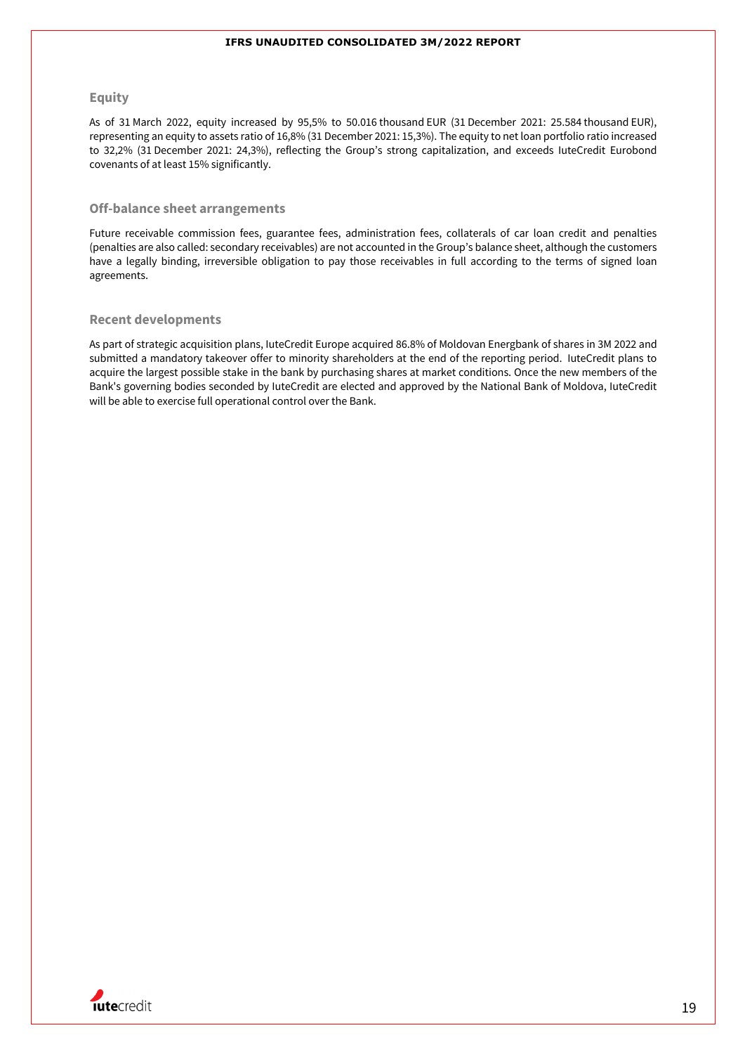## Equity

As of 31 March 2022, equity increased by 95,5% to 50.016 thousand EUR (31 December 2021: 25.584 thousand EUR), representing an equity to assets ratio of 16,8% (31 December 2021: 15,3%). The equity to net loan portfolio ratio increased to 32,2% (31 December 2021: 24,3%), reflecting the Group's strong capitalization, and exceeds IuteCredit Eurobond covenants of at least 15% significantly.

## Off-balance sheet arrangements

Future receivable commission fees, guarantee fees, administration fees, collaterals of car loan credit and penalties (penalties are also called: secondary receivables) are not accounted in the Group's balance sheet, although the customers have a legally binding, irreversible obligation to pay those receivables in full according to the terms of signed loan agreements.

## Recent developments

As part of strategic acquisition plans, IuteCredit Europe acquired 86.8% of Moldovan Energbank of shares in 3M 2022 and submitted a mandatory takeover offer to minority shareholders at the end of the reporting period. IuteCredit plans to acquire the largest possible stake in the bank by purchasing shares at market conditions. Once the new members of the Bank's governing bodies seconded by IuteCredit are elected and approved by the National Bank of Moldova, IuteCredit will be able to exercise full operational control over the Bank.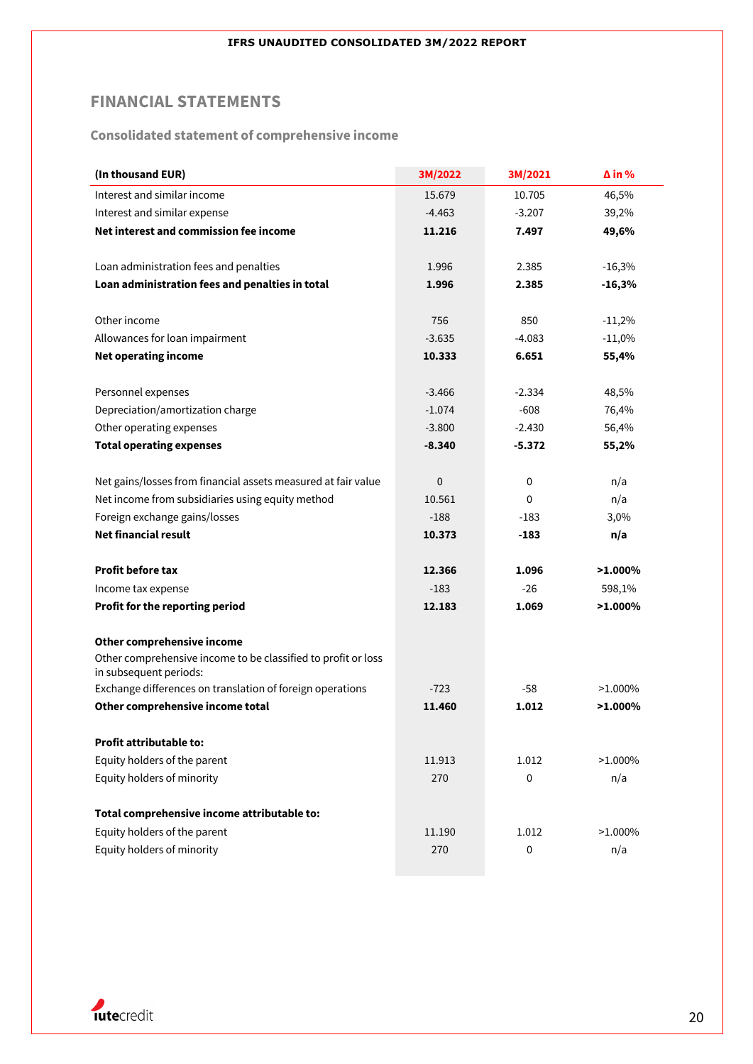# FINANCIAL STATEMENTS

## Consolidated statement of comprehensive income

| (In thousand EUR) | 3M/2022 | 3M/2021 | Δ in % |
|---|---|---|---|
| Interest and similar income | 15.679 | 10.705 | 46,5% |
| Interest and similar expense | -4.463 | -3.207 | 39,2% |
| **Net interest and commission fee income** | **11.216** | **7.497** | **49,6%** |
| | | | |
| Loan administration fees and penalties | 1.996 | 2.385 | -16,3% |
| **Loan administration fees and penalties in total** | **1.996** | **2.385** | **-16,3%** |
| | | | |
| Other income | 756 | 850 | -11,2% |
| Allowances for loan impairment | -3.635 | -4.083 | -11,0% |
| **Net operating income** | **10.333** | **6.651** | **55,4%** |
| | | | |
| Personnel expenses | -3.466 | -2.334 | 48,5% |
| Depreciation/amortization charge | -1.074 | -608 | 76,4% |
| Other operating expenses | -3.800 | -2.430 | 56,4% |
| **Total operating expenses** | **-8.340** | **-5.372** | **55,2%** |
| | | | |
| Net gains/losses from financial assets measured at fair value | 0 | 0 | n/a |
| Net income from subsidiaries using equity method | 10.561 | 0 | n/a |
| Foreign exchange gains/losses | -188 | -183 | 3,0% |
| **Net financial result** | **10.373** | **-183** | **n/a** |
| | | | |
| **Profit before tax** | **12.366** | **1.096** | **>1.000%** |
| Income tax expense | -183 | -26 | 598,1% |
| **Profit for the reporting period** | **12.183** | **1.069** | **>1.000%** |
| | | | |
| **Other comprehensive income** | | | |
| Other comprehensive income to be classified to profit or loss in subsequent periods: | | | |
| Exchange differences on translation of foreign operations | -723 | -58 | >1.000% |
| **Other comprehensive income total** | **11.460** | **1.012** | **>1.000%** |
| | | | |
| **Profit attributable to:** | | | |
| Equity holders of the parent | 11.913 | 1.012 | >1.000% |
| Equity holders of minority | 270 | 0 | n/a |
| | | | |
| **Total comprehensive income attributable to:** | | | |
| Equity holders of the parent | 11.190 | 1.012 | >1.000% |
| Equity holders of minority | 270 | 0 | n/a |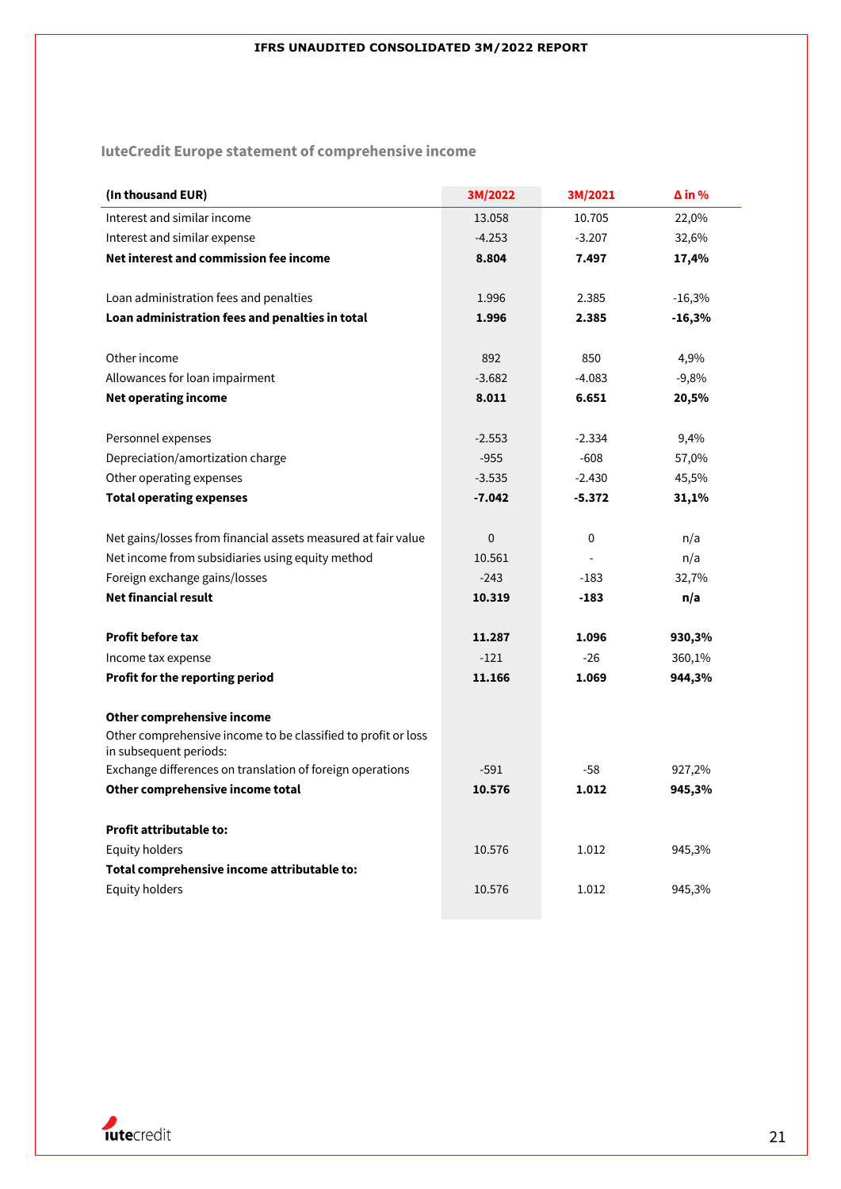## IuteCredit Europe statement of comprehensive income

| (In thousand EUR) | 3M/2022 | 3M/2021 | Δ in % |
|---|---|---|---|
| Interest and similar income | 13.058 | 10.705 | 22,0% |
| Interest and similar expense | -4.253 | -3.207 | 32,6% |
| **Net interest and commission fee income** | **8.804** | **7.497** | **17,4%** |
| | | | |
| Loan administration fees and penalties | 1.996 | 2.385 | -16,3% |
| **Loan administration fees and penalties in total** | **1.996** | **2.385** | **-16,3%** |
| | | | |
| Other income | 892 | 850 | 4,9% |
| Allowances for loan impairment | -3.682 | -4.083 | -9,8% |
| **Net operating income** | **8.011** | **6.651** | **20,5%** |
| | | | |
| Personnel expenses | -2.553 | -2.334 | 9,4% |
| Depreciation/amortization charge | -955 | -608 | 57,0% |
| Other operating expenses | -3.535 | -2.430 | 45,5% |
| **Total operating expenses** | **-7.042** | **-5.372** | **31,1%** |
| | | | |
| Net gains/losses from financial assets measured at fair value | 0 | 0 | n/a |
| Net income from subsidiaries using equity method | 10.561 | - | n/a |
| Foreign exchange gains/losses | -243 | -183 | 32,7% |
| **Net financial result** | **10.319** | **-183** | **n/a** |
| | | | |
| **Profit before tax** | **11.287** | **1.096** | **930,3%** |
| Income tax expense | -121 | -26 | 360,1% |
| **Profit for the reporting period** | **11.166** | **1.069** | **944,3%** |
| | | | |
| **Other comprehensive income** | | | |
| Other comprehensive income to be classified to profit or loss in subsequent periods: | | | |
| Exchange differences on translation of foreign operations | -591 | -58 | 927,2% |
| **Other comprehensive income total** | **10.576** | **1.012** | **945,3%** |
| | | | |
| **Profit attributable to:** | | | |
| Equity holders | 10.576 | 1.012 | 945,3% |
| **Total comprehensive income attributable to:** | | | |
| Equity holders | 10.576 | 1.012 | 945,3% |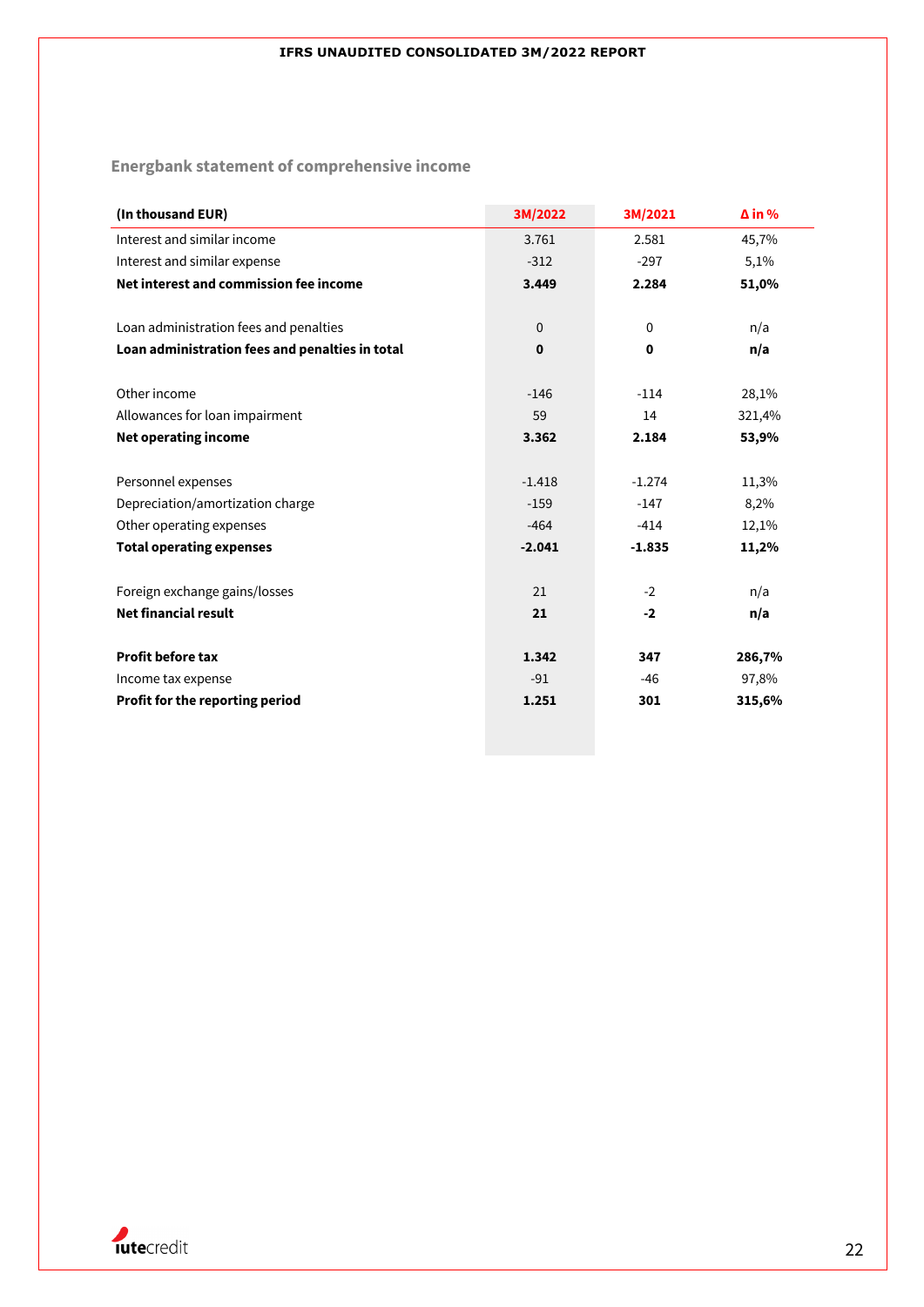## Energbank statement of comprehensive income

| (In thousand EUR) | 3M/2022 | 3M/2021 | Δ in % |
|---|---|---|---|
| Interest and similar income | 3.761 | 2.581 | 45,7% |
| Interest and similar expense | -312 | -297 | 5,1% |
| **Net interest and commission fee income** | **3.449** | **2.284** | **51,0%** |
| | | | |
| Loan administration fees and penalties | 0 | 0 | n/a |
| **Loan administration fees and penalties in total** | **0** | **0** | **n/a** |
| | | | |
| Other income | -146 | -114 | 28,1% |
| Allowances for loan impairment | 59 | 14 | 321,4% |
| **Net operating income** | **3.362** | **2.184** | **53,9%** |
| | | | |
| Personnel expenses | -1.418 | -1.274 | 11,3% |
| Depreciation/amortization charge | -159 | -147 | 8,2% |
| Other operating expenses | -464 | -414 | 12,1% |
| **Total operating expenses** | **-2.041** | **-1.835** | **11,2%** |
| | | | |
| Foreign exchange gains/losses | 21 | -2 | n/a |
| **Net financial result** | **21** | **-2** | **n/a** |
| | | | |
| **Profit before tax** | **1.342** | **347** | **286,7%** |
| Income tax expense | -91 | -46 | 97,8% |
| **Profit for the reporting period** | **1.251** | **301** | **315,6%** |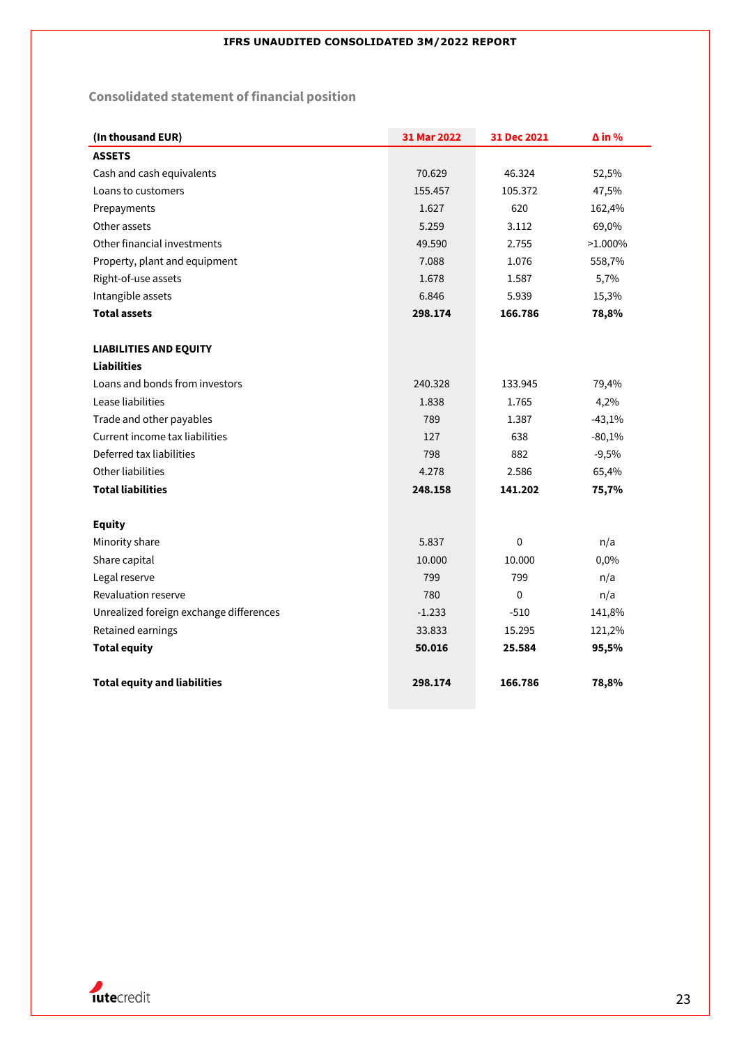## Consolidated statement of financial position

| (In thousand EUR) | 31 Mar 2022 | 31 Dec 2021 | Δ in % |
|---|---|---|---|
| **ASSETS** | | | |
| Cash and cash equivalents | 70.629 | 46.324 | 52,5% |
| Loans to customers | 155.457 | 105.372 | 47,5% |
| Prepayments | 1.627 | 620 | 162,4% |
| Other assets | 5.259 | 3.112 | 69,0% |
| Other financial investments | 49.590 | 2.755 | >1.000% |
| Property, plant and equipment | 7.088 | 1.076 | 558,7% |
| Right-of-use assets | 1.678 | 1.587 | 5,7% |
| Intangible assets | 6.846 | 5.939 | 15,3% |
| **Total assets** | **298.174** | **166.786** | **78,8%** |
| | | | |
| **LIABILITIES AND EQUITY** | | | |
| **Liabilities** | | | |
| Loans and bonds from investors | 240.328 | 133.945 | 79,4% |
| Lease liabilities | 1.838 | 1.765 | 4,2% |
| Trade and other payables | 789 | 1.387 | -43,1% |
| Current income tax liabilities | 127 | 638 | -80,1% |
| Deferred tax liabilities | 798 | 882 | -9,5% |
| Other liabilities | 4.278 | 2.586 | 65,4% |
| **Total liabilities** | **248.158** | **141.202** | **75,7%** |
| | | | |
| **Equity** | | | |
| Minority share | 5.837 | 0 | n/a |
| Share capital | 10.000 | 10.000 | 0,0% |
| Legal reserve | 799 | 799 | n/a |
| Revaluation reserve | 780 | 0 | n/a |
| Unrealized foreign exchange differences | -1.233 | -510 | 141,8% |
| Retained earnings | 33.833 | 15.295 | 121,2% |
| **Total equity** | **50.016** | **25.584** | **95,5%** |
| | | | |
| **Total equity and liabilities** | **298.174** | **166.786** | **78,8%** |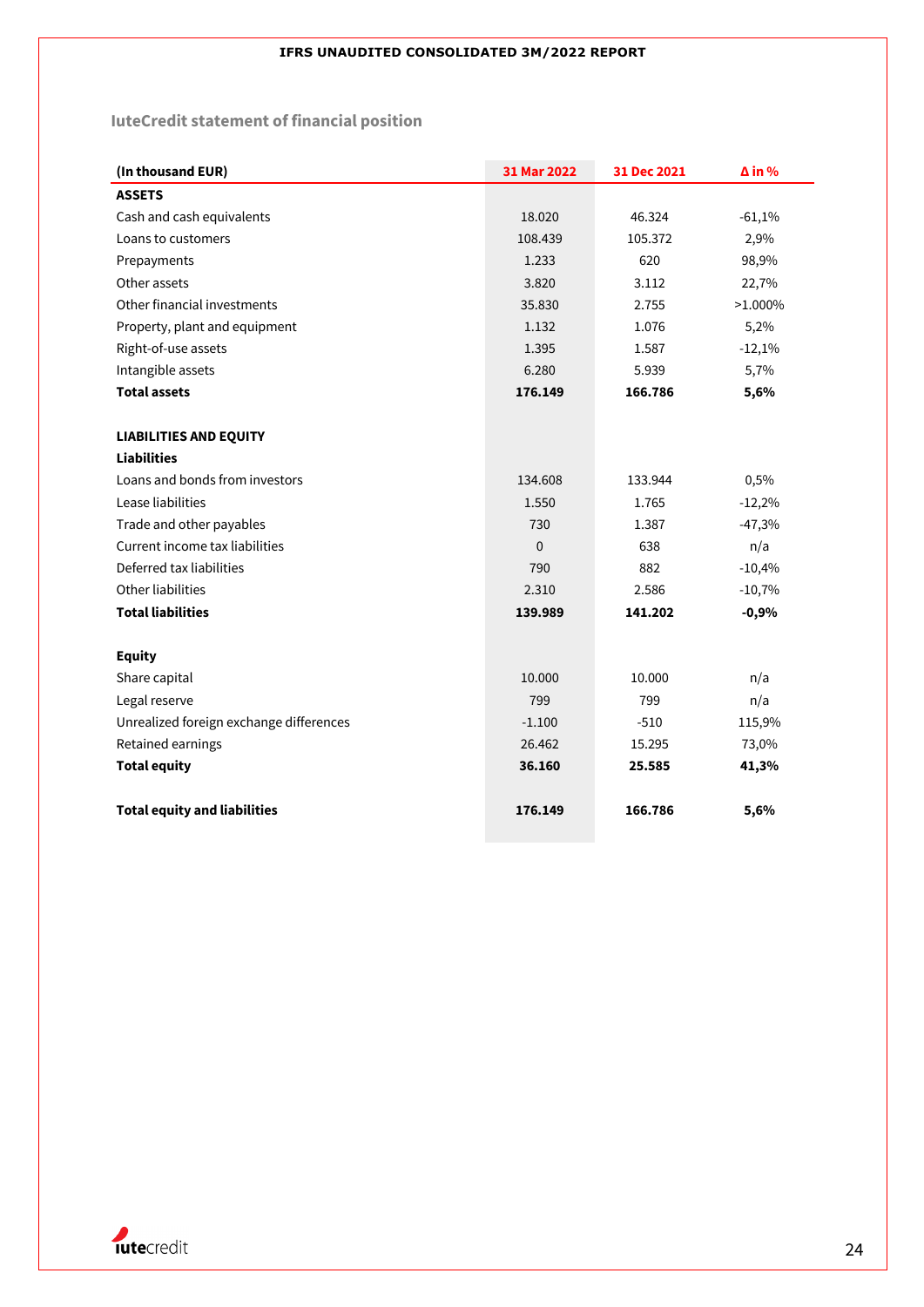## IuteCredit statement of financial position

| (In thousand EUR) | 31 Mar 2022 | 31 Dec 2021 | Δ in % |
|---|---|---|---|
| **ASSETS** | | | |
| Cash and cash equivalents | 18.020 | 46.324 | -61,1% |
| Loans to customers | 108.439 | 105.372 | 2,9% |
| Prepayments | 1.233 | 620 | 98,9% |
| Other assets | 3.820 | 3.112 | 22,7% |
| Other financial investments | 35.830 | 2.755 | >1.000% |
| Property, plant and equipment | 1.132 | 1.076 | 5,2% |
| Right-of-use assets | 1.395 | 1.587 | -12,1% |
| Intangible assets | 6.280 | 5.939 | 5,7% |
| **Total assets** | **176.149** | **166.786** | **5,6%** |
| | | | |
| **LIABILITIES AND EQUITY** | | | |
| **Liabilities** | | | |
| Loans and bonds from investors | 134.608 | 133.944 | 0,5% |
| Lease liabilities | 1.550 | 1.765 | -12,2% |
| Trade and other payables | 730 | 1.387 | -47,3% |
| Current income tax liabilities | 0 | 638 | n/a |
| Deferred tax liabilities | 790 | 882 | -10,4% |
| Other liabilities | 2.310 | 2.586 | -10,7% |
| **Total liabilities** | **139.989** | **141.202** | **-0,9%** |
| | | | |
| **Equity** | | | |
| Share capital | 10.000 | 10.000 | n/a |
| Legal reserve | 799 | 799 | n/a |
| Unrealized foreign exchange differences | -1.100 | -510 | 115,9% |
| Retained earnings | 26.462 | 15.295 | 73,0% |
| **Total equity** | **36.160** | **25.585** | **41,3%** |
| | | | |
| **Total equity and liabilities** | **176.149** | **166.786** | **5,6%** |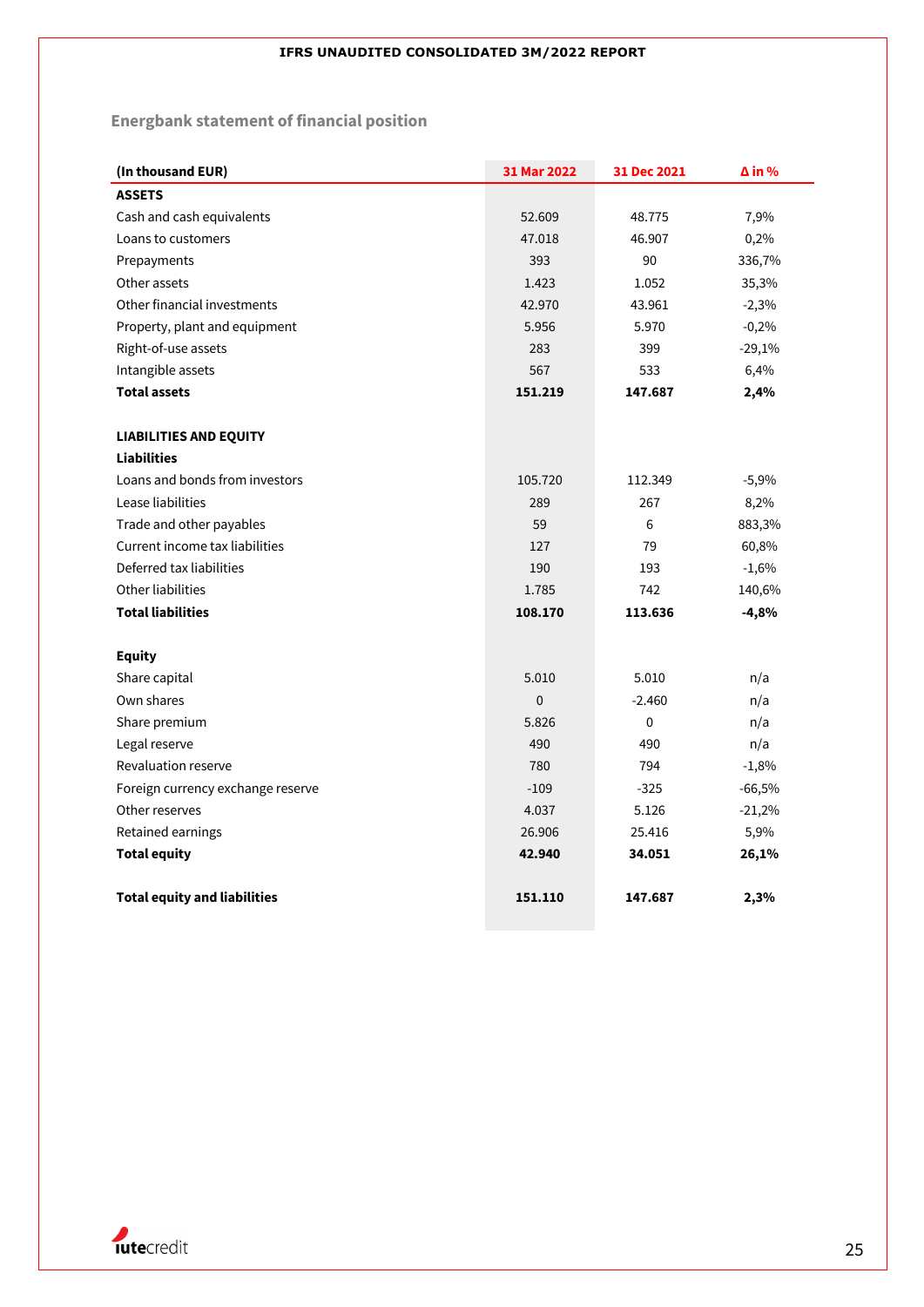## Energbank statement of financial position

| (In thousand EUR) | 31 Mar 2022 | 31 Dec 2021 | Δ in % |
|---|---|---|---|
| **ASSETS** | | | |
| Cash and cash equivalents | 52.609 | 48.775 | 7,9% |
| Loans to customers | 47.018 | 46.907 | 0,2% |
| Prepayments | 393 | 90 | 336,7% |
| Other assets | 1.423 | 1.052 | 35,3% |
| Other financial investments | 42.970 | 43.961 | -2,3% |
| Property, plant and equipment | 5.956 | 5.970 | -0,2% |
| Right-of-use assets | 283 | 399 | -29,1% |
| Intangible assets | 567 | 533 | 6,4% |
| **Total assets** | **151.219** | **147.687** | **2,4%** |
| | | | |
| **LIABILITIES AND EQUITY** | | | |
| **Liabilities** | | | |
| Loans and bonds from investors | 105.720 | 112.349 | -5,9% |
| Lease liabilities | 289 | 267 | 8,2% |
| Trade and other payables | 59 | 6 | 883,3% |
| Current income tax liabilities | 127 | 79 | 60,8% |
| Deferred tax liabilities | 190 | 193 | -1,6% |
| Other liabilities | 1.785 | 742 | 140,6% |
| **Total liabilities** | **108.170** | **113.636** | **-4,8%** |
| | | | |
| **Equity** | | | |
| Share capital | 5.010 | 5.010 | n/a |
| Own shares | 0 | -2.460 | n/a |
| Share premium | 5.826 | 0 | n/a |
| Legal reserve | 490 | 490 | n/a |
| Revaluation reserve | 780 | 794 | -1,8% |
| Foreign currency exchange reserve | -109 | -325 | -66,5% |
| Other reserves | 4.037 | 5.126 | -21,2% |
| Retained earnings | 26.906 | 25.416 | 5,9% |
| **Total equity** | **42.940** | **34.051** | **26,1%** |
| | | | |
| **Total equity and liabilities** | **151.110** | **147.687** | **2,3%** |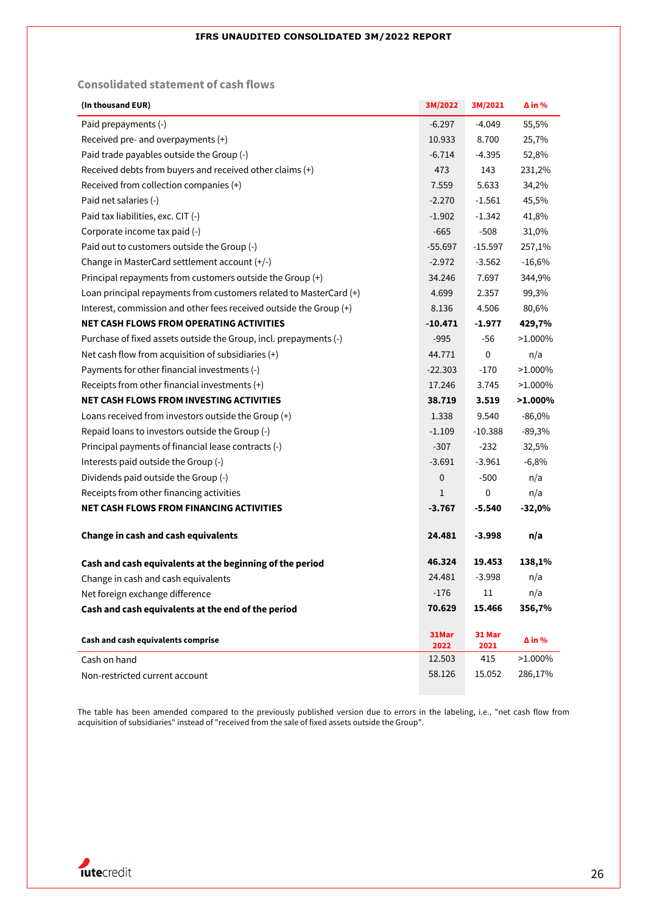## Consolidated statement of cash flows

| (In thousand EUR) | 3M/2022 | 3M/2021 | Δ in % |
|---|---|---|---|
| Paid prepayments (-) | -6.297 | -4.049 | 55,5% |
| Received pre- and overpayments (+) | 10.933 | 8.700 | 25,7% |
| Paid trade payables outside the Group (-) | -6.714 | -4.395 | 52,8% |
| Received debts from buyers and received other claims (+) | 473 | 143 | 231,2% |
| Received from collection companies (+) | 7.559 | 5.633 | 34,2% |
| Paid net salaries (-) | -2.270 | -1.561 | 45,5% |
| Paid tax liabilities, exc. CIT (-) | -1.902 | -1.342 | 41,8% |
| Corporate income tax paid (-) | -665 | -508 | 31,0% |
| Paid out to customers outside the Group (-) | -55.697 | -15.597 | 257,1% |
| Change in MasterCard settlement account (+/-) | -2.972 | -3.562 | -16,6% |
| Principal repayments from customers outside the Group (+) | 34.246 | 7.697 | 344,9% |
| Loan principal repayments from customers related to MasterCard (+) | 4.699 | 2.357 | 99,3% |
| Interest, commission and other fees received outside the Group (+) | 8.136 | 4.506 | 80,6% |
| **NET CASH FLOWS FROM OPERATING ACTIVITIES** | **-10.471** | **-1.977** | **429,7%** |
| Purchase of fixed assets outside the Group, incl. prepayments (-) | -995 | -56 | >1.000% |
| Net cash flow from acquisition of subsidiaries (+) | 44.771 | 0 | n/a |
| Payments for other financial investments (-) | -22.303 | -170 | >1.000% |
| Receipts from other financial investments (+) | 17.246 | 3.745 | >1.000% |
| **NET CASH FLOWS FROM INVESTING ACTIVITIES** | **38.719** | **3.519** | **>1.000%** |
| Loans received from investors outside the Group (+) | 1.338 | 9.540 | -86,0% |
| Repaid loans to investors outside the Group (-) | -1.109 | -10.388 | -89,3% |
| Principal payments of financial lease contracts (-) | -307 | -232 | 32,5% |
| Interests paid outside the Group (-) | -3.691 | -3.961 | -6,8% |
| Dividends paid outside the Group (-) | 0 | -500 | n/a |
| Receipts from other financing activities | 1 | 0 | n/a |
| **NET CASH FLOWS FROM FINANCING ACTIVITIES** | **-3.767** | **-5.540** | **-32,0%** |
| **Change in cash and cash equivalents** | **24.481** | **-3.998** | **n/a** |
| **Cash and cash equivalents at the beginning of the period** | **46.324** | **19.453** | **138,1%** |
| Change in cash and cash equivalents | 24.481 | -3.998 | n/a |
| Net foreign exchange difference | -176 | 11 | n/a |
| **Cash and cash equivalents at the end of the period** | **70.629** | **15.466** | **356,7%** |

| Cash and cash equivalents comprise | 31Mar 2022 | 31 Mar 2021 | Δ in % |
|---|---|---|---|
| Cash on hand | 12.503 | 415 | >1.000% |
| Non-restricted current account | 58.126 | 15.052 | 286,17% |

The table has been amended compared to the previously published version due to errors in the labeling, i.e., "net cash flow from acquisition of subsidiaries" instead of "received from the sale of fixed assets outside the Group".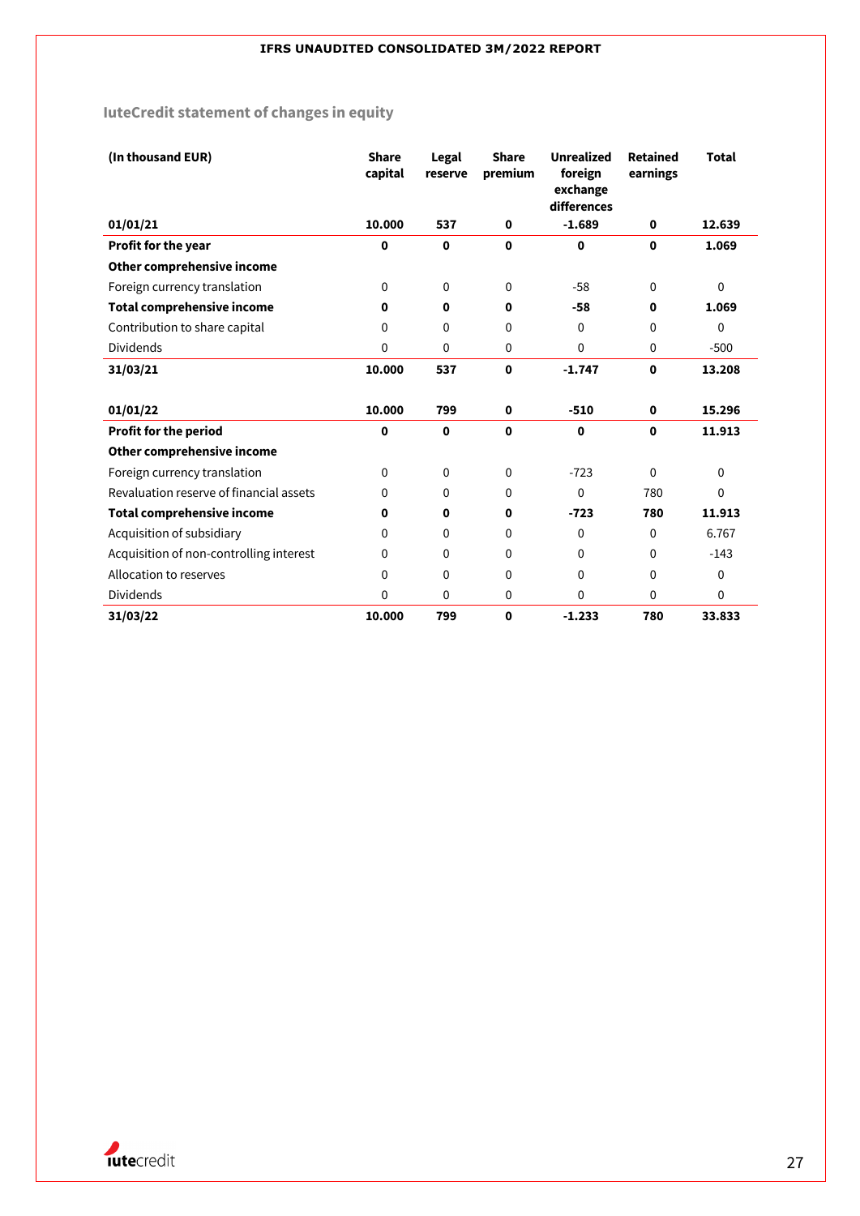## IuteCredit statement of changes in equity

| (In thousand EUR) | Share capital | Legal reserve | Share premium | Unrealized foreign exchange differences | Retained earnings | Total |
|---|---|---|---|---|---|---|
| **01/01/21** | **10.000** | **537** | **0** | **-1.689** | **0** | **12.639** |
| **Profit for the year** | **0** | **0** | **0** | **0** | **0** | **1.069** |
| **Other comprehensive income** | | | | | | |
| Foreign currency translation | 0 | 0 | 0 | -58 | 0 | 0 |
| **Total comprehensive income** | **0** | **0** | **0** | **-58** | **0** | **1.069** |
| Contribution to share capital | 0 | 0 | 0 | 0 | 0 | 0 |
| Dividends | 0 | 0 | 0 | 0 | 0 | -500 |
| **31/03/21** | **10.000** | **537** | **0** | **-1.747** | **0** | **13.208** |
| | | | | | | |
| **01/01/22** | **10.000** | **799** | **0** | **-510** | **0** | **15.296** |
| **Profit for the period** | **0** | **0** | **0** | **0** | **0** | **11.913** |
| **Other comprehensive income** | | | | | | |
| Foreign currency translation | 0 | 0 | 0 | -723 | 0 | 0 |
| Revaluation reserve of financial assets | 0 | 0 | 0 | 0 | 780 | 0 |
| **Total comprehensive income** | **0** | **0** | **0** | **-723** | **780** | **11.913** |
| Acquisition of subsidiary | 0 | 0 | 0 | 0 | 0 | 6.767 |
| Acquisition of non-controlling interest | 0 | 0 | 0 | 0 | 0 | -143 |
| Allocation to reserves | 0 | 0 | 0 | 0 | 0 | 0 |
| Dividends | 0 | 0 | 0 | 0 | 0 | 0 |
| **31/03/22** | **10.000** | **799** | **0** | **-1.233** | **780** | **33.833** |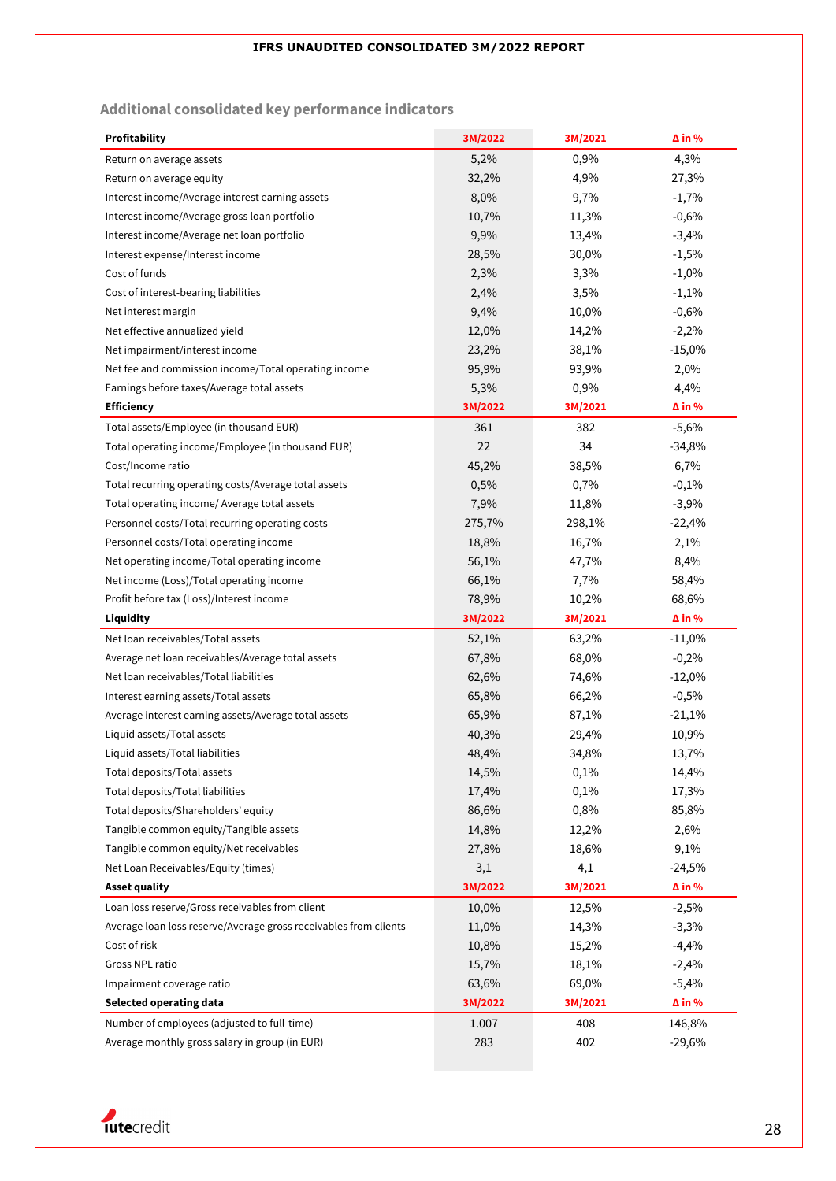## Additional consolidated key performance indicators

| Profitability | 3M/2022 | 3M/2021 | Δ in % |
|---|---|---|---|
| Return on average assets | 5,2% | 0,9% | 4,3% |
| Return on average equity | 32,2% | 4,9% | 27,3% |
| Interest income/Average interest earning assets | 8,0% | 9,7% | -1,7% |
| Interest income/Average gross loan portfolio | 10,7% | 11,3% | -0,6% |
| Interest income/Average net loan portfolio | 9,9% | 13,4% | -3,4% |
| Interest expense/Interest income | 28,5% | 30,0% | -1,5% |
| Cost of funds | 2,3% | 3,3% | -1,0% |
| Cost of interest-bearing liabilities | 2,4% | 3,5% | -1,1% |
| Net interest margin | 9,4% | 10,0% | -0,6% |
| Net effective annualized yield | 12,0% | 14,2% | -2,2% |
| Net impairment/interest income | 23,2% | 38,1% | -15,0% |
| Net fee and commission income/Total operating income | 95,9% | 93,9% | 2,0% |
| Earnings before taxes/Average total assets | 5,3% | 0,9% | 4,4% |
| **Efficiency** | **3M/2022** | **3M/2021** | **Δ in %** |
| Total assets/Employee (in thousand EUR) | 361 | 382 | -5,6% |
| Total operating income/Employee (in thousand EUR) | 22 | 34 | -34,8% |
| Cost/Income ratio | 45,2% | 38,5% | 6,7% |
| Total recurring operating costs/Average total assets | 0,5% | 0,7% | -0,1% |
| Total operating income/ Average total assets | 7,9% | 11,8% | -3,9% |
| Personnel costs/Total recurring operating costs | 275,7% | 298,1% | -22,4% |
| Personnel costs/Total operating income | 18,8% | 16,7% | 2,1% |
| Net operating income/Total operating income | 56,1% | 47,7% | 8,4% |
| Net income (Loss)/Total operating income | 66,1% | 7,7% | 58,4% |
| Profit before tax (Loss)/Interest income | 78,9% | 10,2% | 68,6% |
| **Liquidity** | **3M/2022** | **3M/2021** | **Δ in %** |
| Net loan receivables/Total assets | 52,1% | 63,2% | -11,0% |
| Average net loan receivables/Average total assets | 67,8% | 68,0% | -0,2% |
| Net loan receivables/Total liabilities | 62,6% | 74,6% | -12,0% |
| Interest earning assets/Total assets | 65,8% | 66,2% | -0,5% |
| Average interest earning assets/Average total assets | 65,9% | 87,1% | -21,1% |
| Liquid assets/Total assets | 40,3% | 29,4% | 10,9% |
| Liquid assets/Total liabilities | 48,4% | 34,8% | 13,7% |
| Total deposits/Total assets | 14,5% | 0,1% | 14,4% |
| Total deposits/Total liabilities | 17,4% | 0,1% | 17,3% |
| Total deposits/Shareholders' equity | 86,6% | 0,8% | 85,8% |
| Tangible common equity/Tangible assets | 14,8% | 12,2% | 2,6% |
| Tangible common equity/Net receivables | 27,8% | 18,6% | 9,1% |
| Net Loan Receivables/Equity (times) | 3,1 | 4,1 | -24,5% |
| **Asset quality** | **3M/2022** | **3M/2021** | **Δ in %** |
| Loan loss reserve/Gross receivables from client | 10,0% | 12,5% | -2,5% |
| Average loan loss reserve/Average gross receivables from clients | 11,0% | 14,3% | -3,3% |
| Cost of risk | 10,8% | 15,2% | -4,4% |
| Gross NPL ratio | 15,7% | 18,1% | -2,4% |
| Impairment coverage ratio | 63,6% | 69,0% | -5,4% |
| **Selected operating data** | **3M/2022** | **3M/2021** | **Δ in %** |
| Number of employees (adjusted to full-time) | 1.007 | 408 | 146,8% |
| Average monthly gross salary in group (in EUR) | 283 | 402 | -29,6% |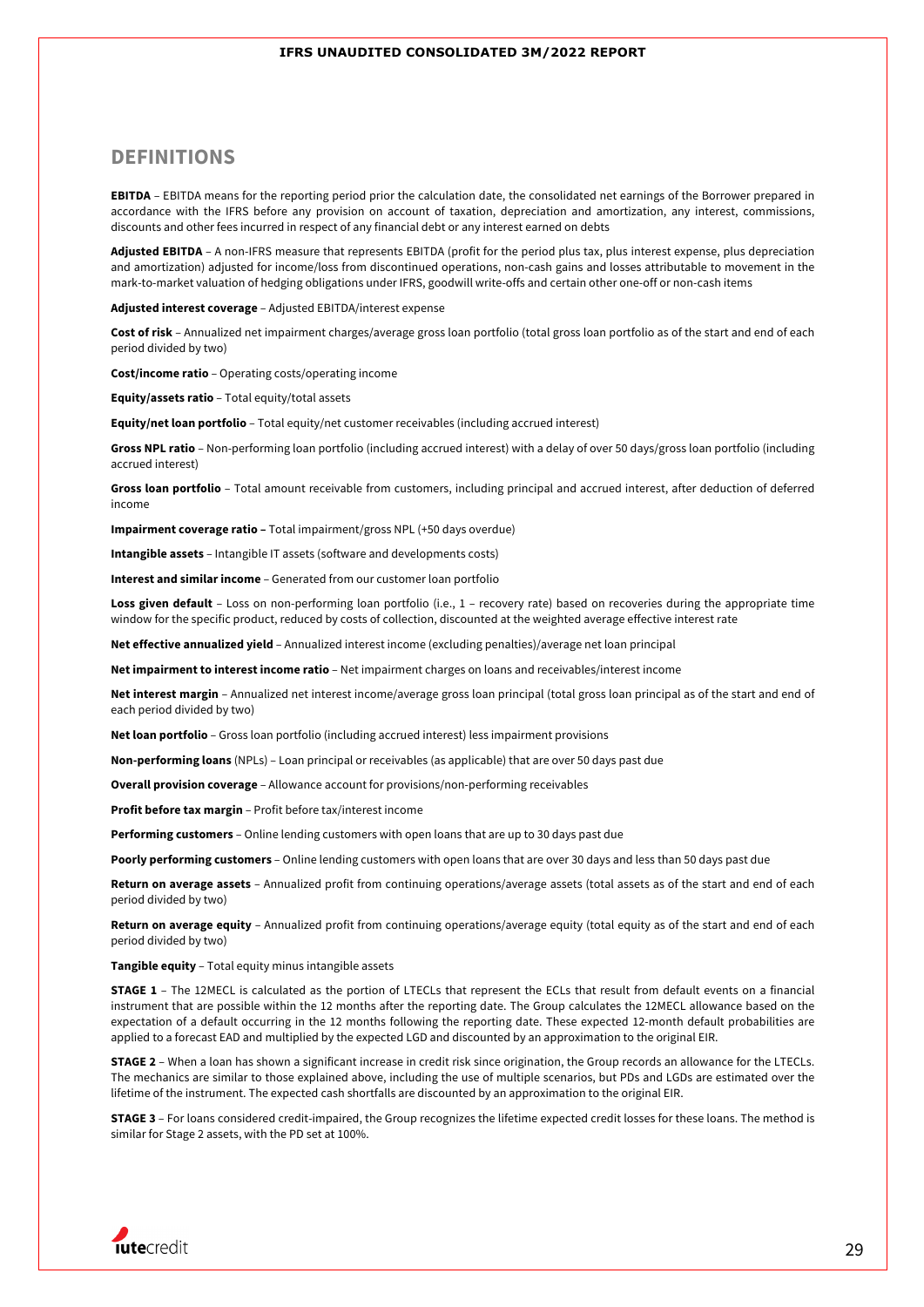## DEFINITIONS

**EBITDA** – EBITDA means for the reporting period prior the calculation date, the consolidated net earnings of the Borrower prepared in accordance with the IFRS before any provision on account of taxation, depreciation and amortization, any interest, commissions, discounts and other fees incurred in respect of any financial debt or any interest earned on debts

**Adjusted EBITDA** – A non-IFRS measure that represents EBITDA (profit for the period plus tax, plus interest expense, plus depreciation and amortization) adjusted for income/loss from discontinued operations, non-cash gains and losses attributable to movement in the mark-to-market valuation of hedging obligations under IFRS, goodwill write-offs and certain other one-off or non-cash items

**Adjusted interest coverage** – Adjusted EBITDA/interest expense

**Cost of risk** – Annualized net impairment charges/average gross loan portfolio (total gross loan portfolio as of the start and end of each period divided by two)

**Cost/income ratio** – Operating costs/operating income

**Equity/assets ratio** – Total equity/total assets

**Equity/net loan portfolio** – Total equity/net customer receivables (including accrued interest)

**Gross NPL ratio** – Non-performing loan portfolio (including accrued interest) with a delay of over 50 days/gross loan portfolio (including accrued interest)

**Gross loan portfolio** – Total amount receivable from customers, including principal and accrued interest, after deduction of deferred income

**Impairment coverage ratio –** Total impairment/gross NPL (+50 days overdue)

**Intangible assets** – Intangible IT assets (software and developments costs)

**Interest and similar income** – Generated from our customer loan portfolio

**Loss given default** – Loss on non-performing loan portfolio (i.e., 1 – recovery rate) based on recoveries during the appropriate time window for the specific product, reduced by costs of collection, discounted at the weighted average effective interest rate

**Net effective annualized yield** – Annualized interest income (excluding penalties)/average net loan principal

**Net impairment to interest income ratio** – Net impairment charges on loans and receivables/interest income

**Net interest margin** – Annualized net interest income/average gross loan principal (total gross loan principal as of the start and end of each period divided by two)

**Net loan portfolio** – Gross loan portfolio (including accrued interest) less impairment provisions

**Non-performing loans** (NPLs) – Loan principal or receivables (as applicable) that are over 50 days past due

**Overall provision coverage** – Allowance account for provisions/non-performing receivables

**Profit before tax margin** – Profit before tax/interest income

**Performing customers** – Online lending customers with open loans that are up to 30 days past due

**Poorly performing customers** – Online lending customers with open loans that are over 30 days and less than 50 days past due

**Return on average assets** – Annualized profit from continuing operations/average assets (total assets as of the start and end of each period divided by two)

**Return on average equity** – Annualized profit from continuing operations/average equity (total equity as of the start and end of each period divided by two)

**Tangible equity** – Total equity minus intangible assets

**STAGE 1** – The 12MECL is calculated as the portion of LTECLs that represent the ECLs that result from default events on a financial instrument that are possible within the 12 months after the reporting date. The Group calculates the 12MECL allowance based on the expectation of a default occurring in the 12 months following the reporting date. These expected 12-month default probabilities are applied to a forecast EAD and multiplied by the expected LGD and discounted by an approximation to the original EIR.

**STAGE 2** – When a loan has shown a significant increase in credit risk since origination, the Group records an allowance for the LTECLs. The mechanics are similar to those explained above, including the use of multiple scenarios, but PDs and LGDs are estimated over the lifetime of the instrument. The expected cash shortfalls are discounted by an approximation to the original EIR.

**STAGE 3** – For loans considered credit-impaired, the Group recognizes the lifetime expected credit losses for these loans. The method is similar for Stage 2 assets, with the PD set at 100%.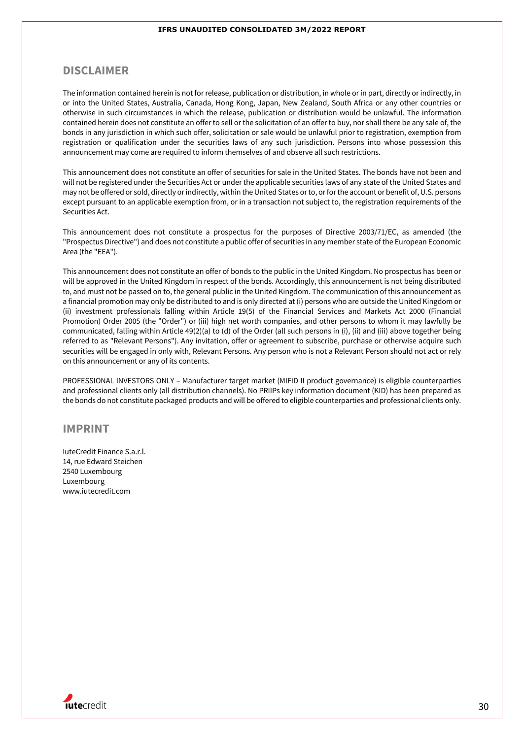## DISCLAIMER

The information contained herein is not for release, publication or distribution, in whole or in part, directly or indirectly, in or into the United States, Australia, Canada, Hong Kong, Japan, New Zealand, South Africa or any other countries or otherwise in such circumstances in which the release, publication or distribution would be unlawful. The information contained herein does not constitute an offer to sell or the solicitation of an offer to buy, nor shall there be any sale of, the bonds in any jurisdiction in which such offer, solicitation or sale would be unlawful prior to registration, exemption from registration or qualification under the securities laws of any such jurisdiction. Persons into whose possession this announcement may come are required to inform themselves of and observe all such restrictions.

This announcement does not constitute an offer of securities for sale in the United States. The bonds have not been and will not be registered under the Securities Act or under the applicable securities laws of any state of the United States and may not be offered or sold, directly or indirectly, within the United States or to, or for the account or benefit of, U.S. persons except pursuant to an applicable exemption from, or in a transaction not subject to, the registration requirements of the Securities Act.

This announcement does not constitute a prospectus for the purposes of Directive 2003/71/EC, as amended (the "Prospectus Directive") and does not constitute a public offer of securities in any member state of the European Economic Area (the "EEA").

This announcement does not constitute an offer of bonds to the public in the United Kingdom. No prospectus has been or will be approved in the United Kingdom in respect of the bonds. Accordingly, this announcement is not being distributed to, and must not be passed on to, the general public in the United Kingdom. The communication of this announcement as a financial promotion may only be distributed to and is only directed at (i) persons who are outside the United Kingdom or (ii) investment professionals falling within Article 19(5) of the Financial Services and Markets Act 2000 (Financial Promotion) Order 2005 (the "Order") or (iii) high net worth companies, and other persons to whom it may lawfully be communicated, falling within Article 49(2)(a) to (d) of the Order (all such persons in (i), (ii) and (iii) above together being referred to as "Relevant Persons"). Any invitation, offer or agreement to subscribe, purchase or otherwise acquire such securities will be engaged in only with, Relevant Persons. Any person who is not a Relevant Person should not act or rely on this announcement or any of its contents.

PROFESSIONAL INVESTORS ONLY – Manufacturer target market (MIFID II product governance) is eligible counterparties and professional clients only (all distribution channels). No PRIIPs key information document (KID) has been prepared as the bonds do not constitute packaged products and will be offered to eligible counterparties and professional clients only.

## IMPRINT

IuteCredit Finance S.a.r.l.
14, rue Edward Steichen
2540 Luxembourg
Luxembourg
www.iutecredit.com